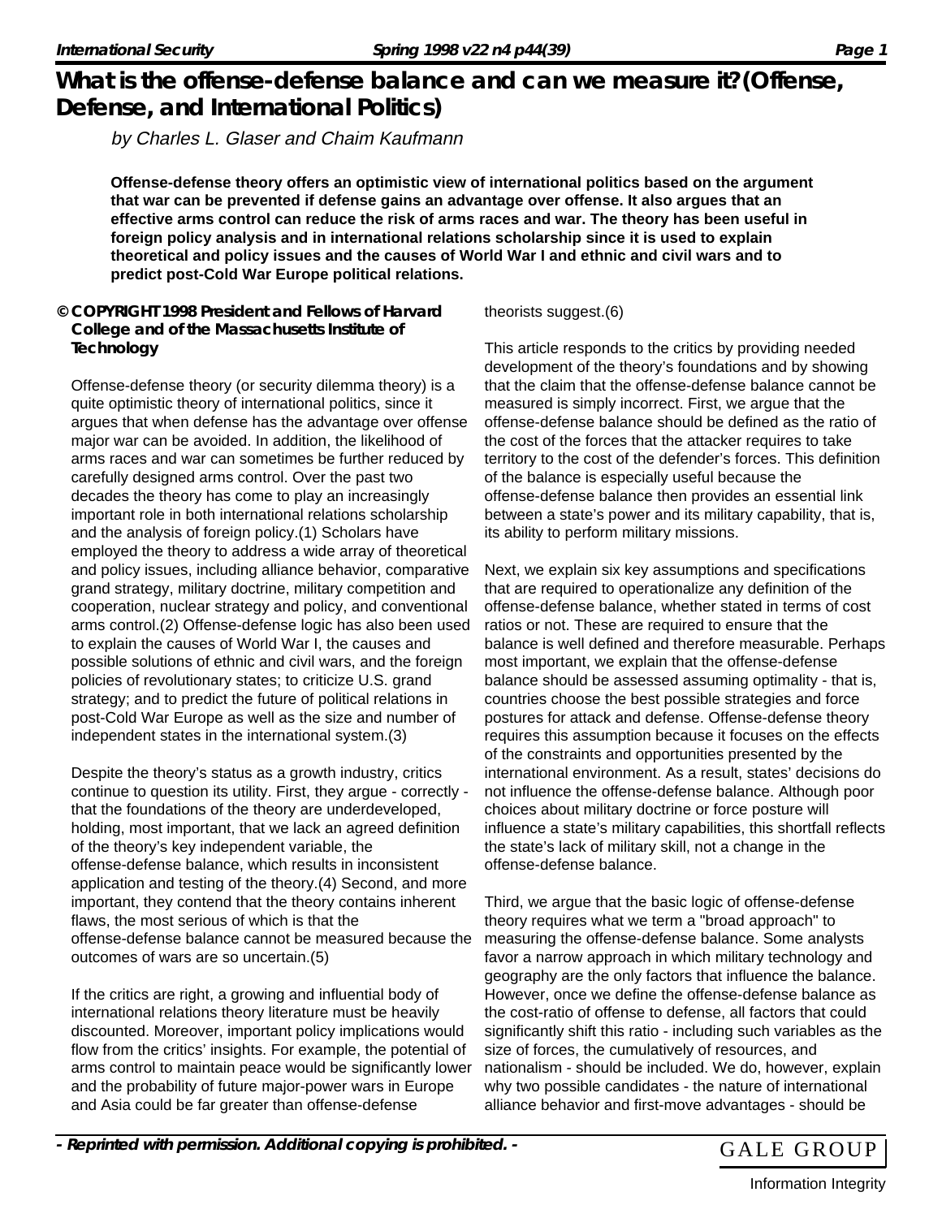# What is the offense-defense balance and can we measure it? (Offense, Defense, and International Politics)

*by Charles L. Glaser and Chaim Kaufmann*

**Offense-defense theory offers an optimistic view of international politics based on the argument that war can be prevented if defense gains an advantage over offense. It also argues that an effective arms control can reduce the risk of arms races and war. The theory has been useful in foreign policy analysis and in international relations scholarship since it is used to explain theoretical and policy issues and the causes of World War I and ethnic and civil wars and to predict post-Cold War Europe political relations.**

**© COPYRIGHT 1998 President and Fellows of Harvard College and of the Massachusetts Institute of Technology**

Offense-defense theory (or security dilemma theory) is a quite optimistic theory of international politics, since it argues that when defense has the advantage over offense major war can be avoided. In addition, the likelihood of arms races and war can sometimes be further reduced by carefully designed arms control. Over the past two decades the theory has come to play an increasingly important role in both international relations scholarship and the analysis of foreign policy.(1) Scholars have employed the theory to address a wide array of theoretical and policy issues, including alliance behavior, comparative grand strategy, military doctrine, military competition and cooperation, nuclear strategy and policy, and conventional arms control.(2) Offense-defense logic has also been used to explain the causes of World War I, the causes and possible solutions of ethnic and civil wars, and the foreign policies of revolutionary states; to criticize U.S. grand strategy; and to predict the future of political relations in post-Cold War Europe as well as the size and number of independent states in the international system.(3)

Despite the theory's status as a growth industry, critics continue to question its utility. First, they argue - correctly - that the foundations of the theory are underdeveloped, holding, most important, that we lack an agreed definition of the theory's key independent variable, the offense-defense balance, which results in inconsistent application and testing of the theory.(4) Second, and more important, they contend that the theory contains inherent flaws, the most serious of which is that the offense-defense balance cannot be measured because the outcomes of wars are so uncertain.(5)

If the critics are right, a growing and influential body of international relations theory literature must be heavily discounted. Moreover, important policy implications would flow from the critics' insights. For example, the potential of arms control to maintain peace would be significantly lower and the probability of future major-power wars in Europe and Asia could be far greater than offense-defense theorists suggest.(6)

This article responds to the critics by providing needed development of the theory's foundations and by showing that the claim that the offense-defense balance cannot be measured is simply incorrect. First, we argue that the offense-defense balance should be defined as the ratio of the cost of the forces that the attacker requires to take territory to the cost of the defender's forces. This definition of the balance is especially useful because the offense-defense balance then provides an essential link between a state's power and its military capability, that is, its ability to perform military missions.

Next, we explain six key assumptions and specifications that are required to operationalize any definition of the offense-defense balance, whether stated in terms of cost ratios or not. These are required to ensure that the balance is well defined and therefore measurable. Perhaps most important, we explain that the offense-defense balance should be assessed assuming optimality - that is, countries choose the best possible strategies and force postures for attack and defense. Offense-defense theory requires this assumption because it focuses on the effects of the constraints and opportunities presented by the international environment. As a result, states' decisions do not influence the offense-defense balance. Although poor choices about military doctrine or force posture will influence a state's military capabilities, this shortfall reflects the state's lack of military skill, not a change in the offense-defense balance.

Third, we argue that the basic logic of offense-defense theory requires what we term a "broad approach" to measuring the offense-defense balance. Some analysts favor a narrow approach in which military technology and geography are the only factors that influence the balance. However, once we define the offense-defense balance as the cost-ratio of offense to defense, all factors that could significantly shift this ratio - including such variables as the size of forces, the cumulatively of resources, and nationalism - should be included. We do, however, explain why two possible candidates - the nature of international alliance behavior and first-move advantages - should be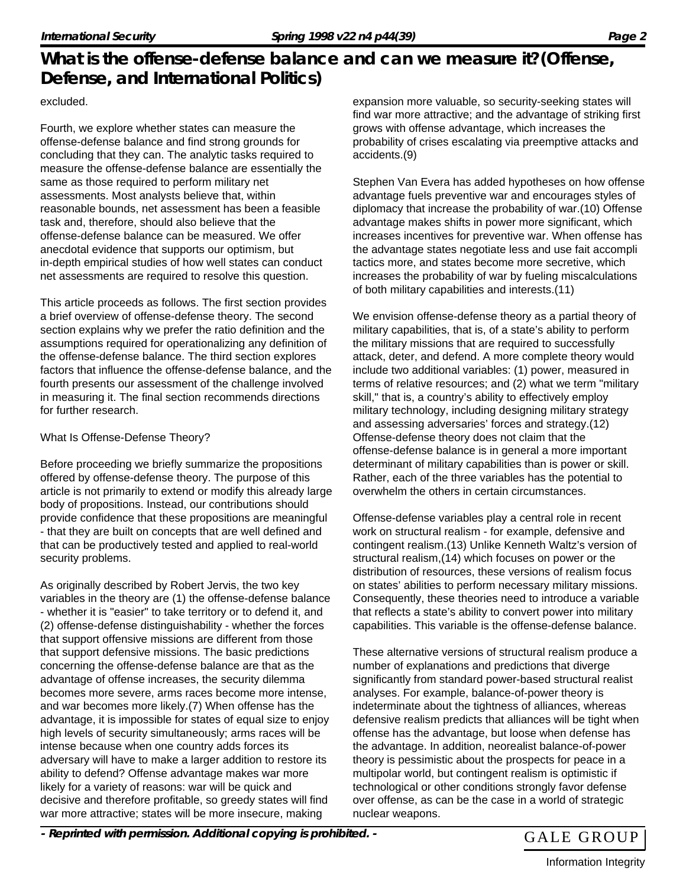excluded.

Fourth, we explore whether states can measure the offense-defense balance and find strong grounds for concluding that they can. The analytic tasks required to measure the offense-defense balance are essentially the same as those required to perform military net assessments. Most analysts believe that, within reasonable bounds, net assessment has been a feasible task and, therefore, should also believe that the offense-defense balance can be measured. We offer anecdotal evidence that supports our optimism, but in-depth empirical studies of how well states can conduct net assessments are required to resolve this question.

This article proceeds as follows. The first section provides a brief overview of offense-defense theory. The second section explains why we prefer the ratio definition and the assumptions required for operationalizing any definition of the offense-defense balance. The third section explores factors that influence the offense-defense balance, and the fourth presents our assessment of the challenge involved in measuring it. The final section recommends directions for further research.

## What Is Offense-Defense Theory?

Before proceeding we briefly summarize the propositions offered by offense-defense theory. The purpose of this article is not primarily to extend or modify this already large body of propositions. Instead, our contributions should provide confidence that these propositions are meaningful - that they are built on concepts that are well defined and that can be productively tested and applied to real-world security problems.

As originally described by Robert Jervis, the two key variables in the theory are (1) the offense-defense balance - whether it is "easier" to take territory or to defend it, and (2) offense-defense distinguishability - whether the forces that support offensive missions are different from those that support defensive missions. The basic predictions concerning the offense-defense balance are that as the advantage of offense increases, the security dilemma becomes more severe, arms races become more intense, and war becomes more likely.(7) When offense has the advantage, it is impossible for states of equal size to enjoy high levels of security simultaneously; arms races will be intense because when one country adds forces its adversary will have to make a larger addition to restore its ability to defend? Offense advantage makes war more likely for a variety of reasons: war will be quick and decisive and therefore profitable, so greedy states will find war more attractive; states will be more insecure, making expansion more valuable, so security-seeking states will find war more attractive; and the advantage of striking first grows with offense advantage, which increases the probability of crises escalating via preemptive attacks and accidents.(9)

Stephen Van Evera has added hypotheses on how offense advantage fuels preventive war and encourages styles of diplomacy that increase the probability of war.(10) Offense advantage makes shifts in power more significant, which increases incentives for preventive war. When offense has the advantage states negotiate less and use fait accompli tactics more, and states become more secretive, which increases the probability of war by fueling miscalculations of both military capabilities and interests.(11)

We envision offense-defense theory as a partial theory of military capabilities, that is, of a state's ability to perform the military missions that are required to successfully attack, deter, and defend. A more complete theory would include two additional variables: (1) power, measured in terms of relative resources; and (2) what we term "military skill," that is, a country's ability to effectively employ military technology, including designing military strategy and assessing adversaries' forces and strategy.(12) Offense-defense theory does not claim that the offense-defense balance is in general a more important determinant of military capabilities than is power or skill. Rather, each of the three variables has the potential to overwhelm the others in certain circumstances.

Offense-defense variables play a central role in recent work on structural realism - for example, defensive and contingent realism.(13) Unlike Kenneth Waltz's version of structural realism,(14) which focuses on power or the distribution of resources, these versions of realism focus on states' abilities to perform necessary military missions. Consequently, these theories need to introduce a variable that reflects a state's ability to convert power into military capabilities. This variable is the offense-defense balance.

These alternative versions of structural realism produce a number of explanations and predictions that diverge significantly from standard power-based structural realist analyses. For example, balance-of-power theory is indeterminate about the tightness of alliances, whereas defensive realism predicts that alliances will be tight when offense has the advantage, but loose when defense has the advantage. In addition, neorealist balance-of-power theory is pessimistic about the prospects for peace in a multipolar world, but contingent realism is optimistic if technological or other conditions strongly favor defense over offense, as can be the case in a world of strategic nuclear weapons.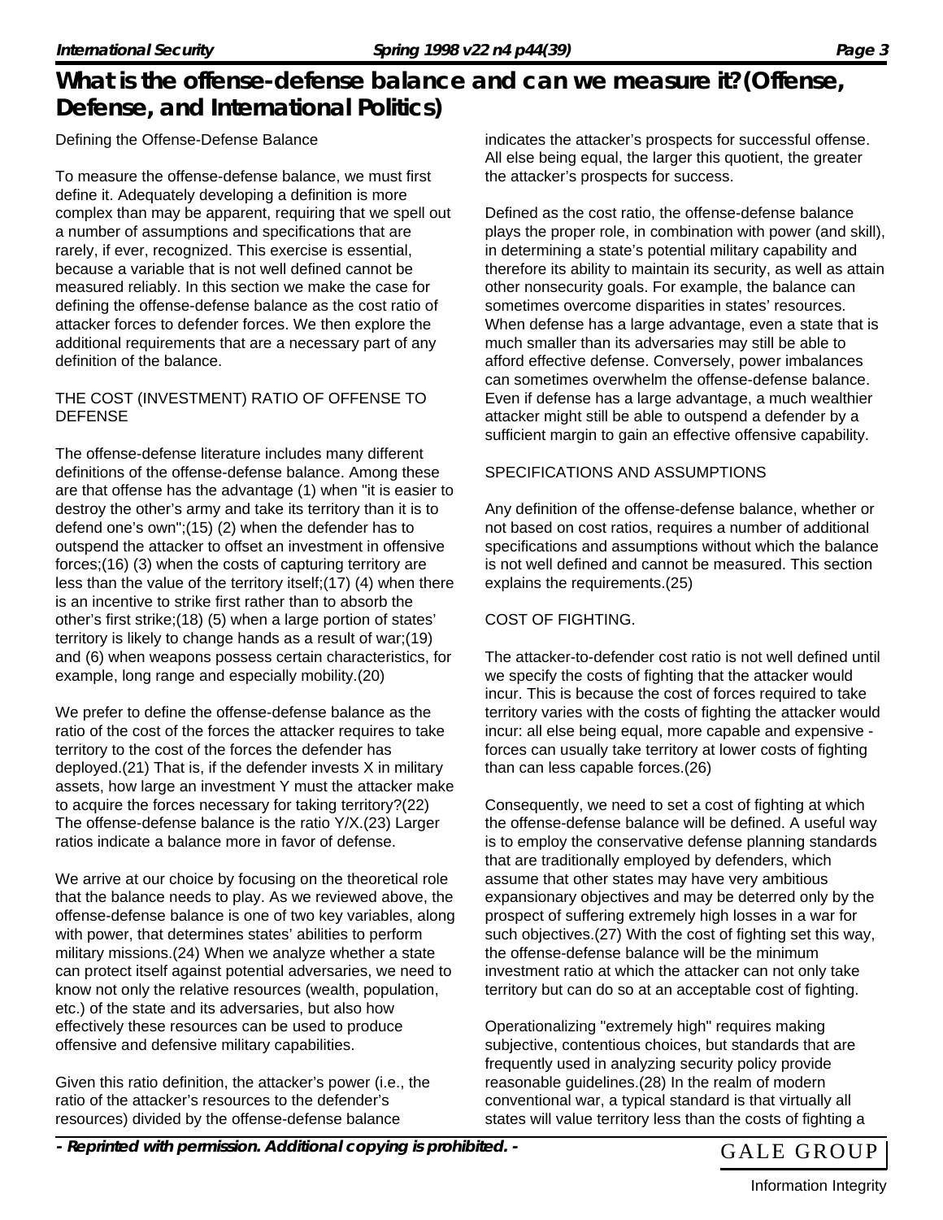# What is the offense-defense balance and can we measure it? (Offense, Defense, and International Politics)

Defining the Offense-Defense Balance

To measure the offense-defense balance, we must first define it. Adequately developing a definition is more complex than may be apparent, requiring that we spell out a number of assumptions and specifications that are rarely, if ever, recognized. This exercise is essential, because a variable that is not well defined cannot be measured reliably. In this section we make the case for defining the offense-defense balance as the cost ratio of attacker forces to defender forces. We then explore the additional requirements that are a necessary part of any definition of the balance.

THE COST (INVESTMENT) RATIO OF OFFENSE TO DEFENSE

The offense-defense literature includes many different definitions of the offense-defense balance. Among these are that offense has the advantage (1) when "it is easier to destroy the other's army and take its territory than it is to defend one's own";(15) (2) when the defender has to outspend the attacker to offset an investment in offensive forces;(16) (3) when the costs of capturing territory are less than the value of the territory itself;(17) (4) when there is an incentive to strike first rather than to absorb the other's first strike;(18) (5) when a large portion of states' territory is likely to change hands as a result of war;(19) and (6) when weapons possess certain characteristics, for example, long range and especially mobility.(20)

We prefer to define the offense-defense balance as the ratio of the cost of the forces the attacker requires to take territory to the cost of the forces the defender has deployed.(21) That is, if the defender invests X in military assets, how large an investment Y must the attacker make to acquire the forces necessary for taking territory?(22) The offense-defense balance is the ratio Y/X.(23) Larger ratios indicate a balance more in favor of defense.

We arrive at our choice by focusing on the theoretical role that the balance needs to play. As we reviewed above, the offense-defense balance is one of two key variables, along with power, that determines states' abilities to perform military missions.(24) When we analyze whether a state can protect itself against potential adversaries, we need to know not only the relative resources (wealth, population, etc.) of the state and its adversaries, but also how effectively these resources can be used to produce offensive and defensive military capabilities.

Given this ratio definition, the attacker's power (i.e., the ratio of the attacker's resources to the defender's resources) divided by the offense-defense balance indicates the attacker's prospects for successful offense. All else being equal, the larger this quotient, the greater the attacker's prospects for success.

Defined as the cost ratio, the offense-defense balance plays the proper role, in combination with power (and skill), in determining a state's potential military capability and therefore its ability to maintain its security, as well as attain other nonsecurity goals. For example, the balance can sometimes overcome disparities in states' resources. When defense has a large advantage, even a state that is much smaller than its adversaries may still be able to afford effective defense. Conversely, power imbalances can sometimes overwhelm the offense-defense balance. Even if defense has a large advantage, a much wealthier attacker might still be able to outspend a defender by a sufficient margin to gain an effective offensive capability.

SPECIFICATIONS AND ASSUMPTIONS

Any definition of the offense-defense balance, whether or not based on cost ratios, requires a number of additional specifications and assumptions without which the balance is not well defined and cannot be measured. This section explains the requirements.(25)

COST OF FIGHTING.

The attacker-to-defender cost ratio is not well defined until we specify the costs of fighting that the attacker would incur. This is because the cost of forces required to take territory varies with the costs of fighting the attacker would incur: all else being equal, more capable and expensive - forces can usually take territory at lower costs of fighting than can less capable forces.(26)

Consequently, we need to set a cost of fighting at which the offense-defense balance will be defined. A useful way is to employ the conservative defense planning standards that are traditionally employed by defenders, which assume that other states may have very ambitious expansionary objectives and may be deterred only by the prospect of suffering extremely high losses in a war for such objectives.(27) With the cost of fighting set this way, the offense-defense balance will be the minimum investment ratio at which the attacker can not only take territory but can do so at an acceptable cost of fighting.

Operationalizing "extremely high" requires making subjective, contentious choices, but standards that are frequently used in analyzing security policy provide reasonable guidelines.(28) In the realm of modern conventional war, a typical standard is that virtually all states will value territory less than the costs of fighting a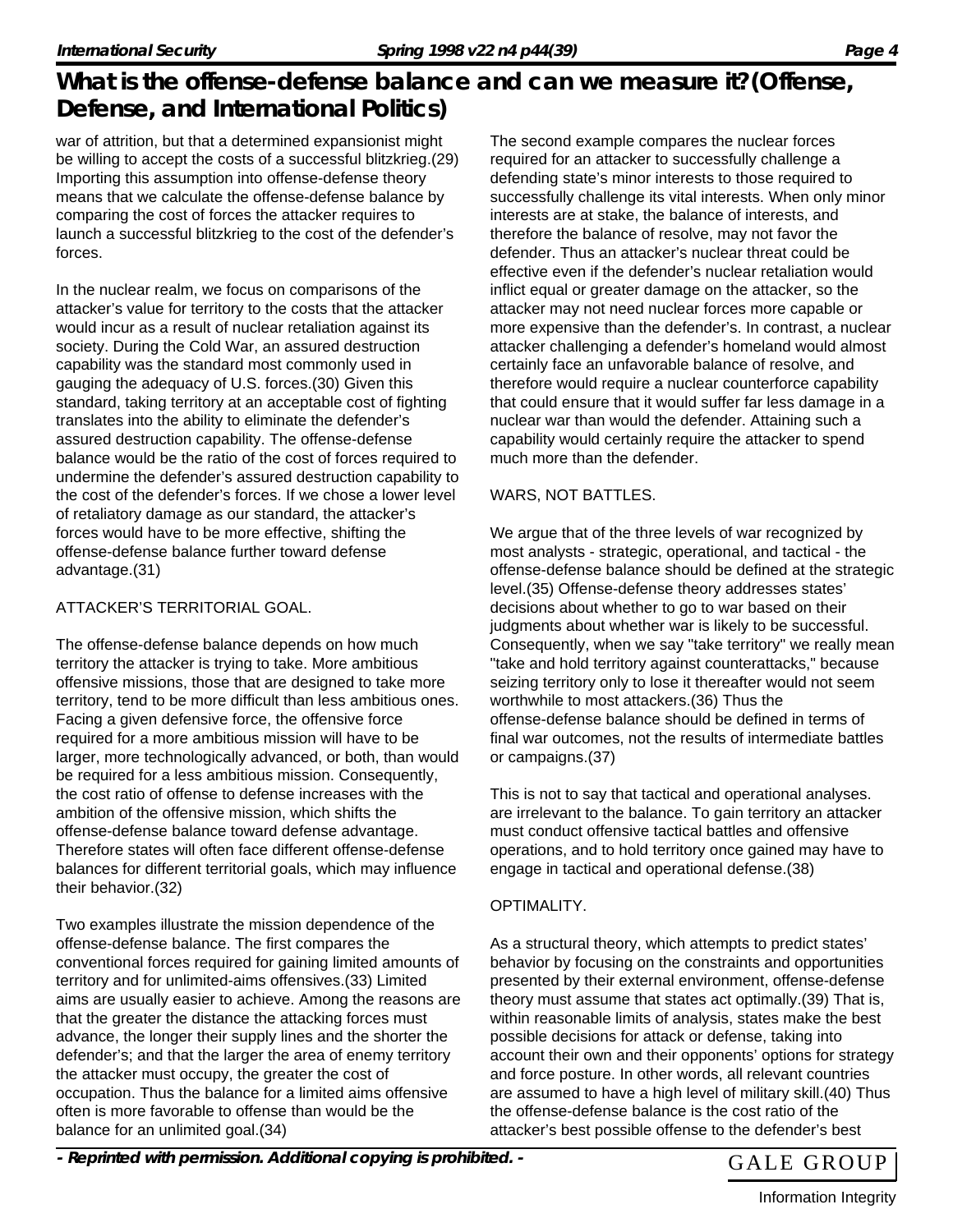war of attrition, but that a determined expansionist might be willing to accept the costs of a successful blitzkrieg.(29) Importing this assumption into offense-defense theory means that we calculate the offense-defense balance by comparing the cost of forces the attacker requires to launch a successful blitzkrieg to the cost of the defender's forces.

In the nuclear realm, we focus on comparisons of the attacker's value for territory to the costs that the attacker would incur as a result of nuclear retaliation against its society. During the Cold War, an assured destruction capability was the standard most commonly used in gauging the adequacy of U.S. forces.(30) Given this standard, taking territory at an acceptable cost of fighting translates into the ability to eliminate the defender's assured destruction capability. The offense-defense balance would be the ratio of the cost of forces required to undermine the defender's assured destruction capability to the cost of the defender's forces. If we chose a lower level of retaliatory damage as our standard, the attacker's forces would have to be more effective, shifting the offense-defense balance further toward defense advantage.(31)

ATTACKER'S TERRITORIAL GOAL.

The offense-defense balance depends on how much territory the attacker is trying to take. More ambitious offensive missions, those that are designed to take more territory, tend to be more difficult than less ambitious ones. Facing a given defensive force, the offensive force required for a more ambitious mission will have to be larger, more technologically advanced, or both, than would be required for a less ambitious mission. Consequently, the cost ratio of offense to defense increases with the ambition of the offensive mission, which shifts the offense-defense balance toward defense advantage. Therefore states will often face different offense-defense balances for different territorial goals, which may influence their behavior.(32)

Two examples illustrate the mission dependence of the offense-defense balance. The first compares the conventional forces required for gaining limited amounts of territory and for unlimited-aims offensives.(33) Limited aims are usually easier to achieve. Among the reasons are that the greater the distance the attacking forces must advance, the longer their supply lines and the shorter the defender's; and that the larger the area of enemy territory the attacker must occupy, the greater the cost of occupation. Thus the balance for a limited aims offensive often is more favorable to offense than would be the balance for an unlimited goal.(34)

The second example compares the nuclear forces required for an attacker to successfully challenge a defending state's minor interests to those required to successfully challenge its vital interests. When only minor interests are at stake, the balance of interests, and therefore the balance of resolve, may not favor the defender. Thus an attacker's nuclear threat could be effective even if the defender's nuclear retaliation would inflict equal or greater damage on the attacker, so the attacker may not need nuclear forces more capable or more expensive than the defender's. In contrast, a nuclear attacker challenging a defender's homeland would almost certainly face an unfavorable balance of resolve, and therefore would require a nuclear counterforce capability that could ensure that it would suffer far less damage in a nuclear war than would the defender. Attaining such a capability would certainly require the attacker to spend much more than the defender.

WARS, NOT BATTLES.

We argue that of the three levels of war recognized by most analysts - strategic, operational, and tactical - the offense-defense balance should be defined at the strategic level.(35) Offense-defense theory addresses states' decisions about whether to go to war based on their judgments about whether war is likely to be successful. Consequently, when we say "take territory" we really mean "take and hold territory against counterattacks," because seizing territory only to lose it thereafter would not seem worthwhile to most attackers.(36) Thus the offense-defense balance should be defined in terms of final war outcomes, not the results of intermediate battles or campaigns.(37)

This is not to say that tactical and operational analyses. are irrelevant to the balance. To gain territory an attacker must conduct offensive tactical battles and offensive operations, and to hold territory once gained may have to engage in tactical and operational defense.(38)

OPTIMALITY.

As a structural theory, which attempts to predict states' behavior by focusing on the constraints and opportunities presented by their external environment, offense-defense theory must assume that states act optimally.(39) That is, within reasonable limits of analysis, states make the best possible decisions for attack or defense, taking into account their own and their opponents' options for strategy and force posture. In other words, all relevant countries are assumed to have a high level of military skill.(40) Thus the offense-defense balance is the cost ratio of the attacker's best possible offense to the defender's best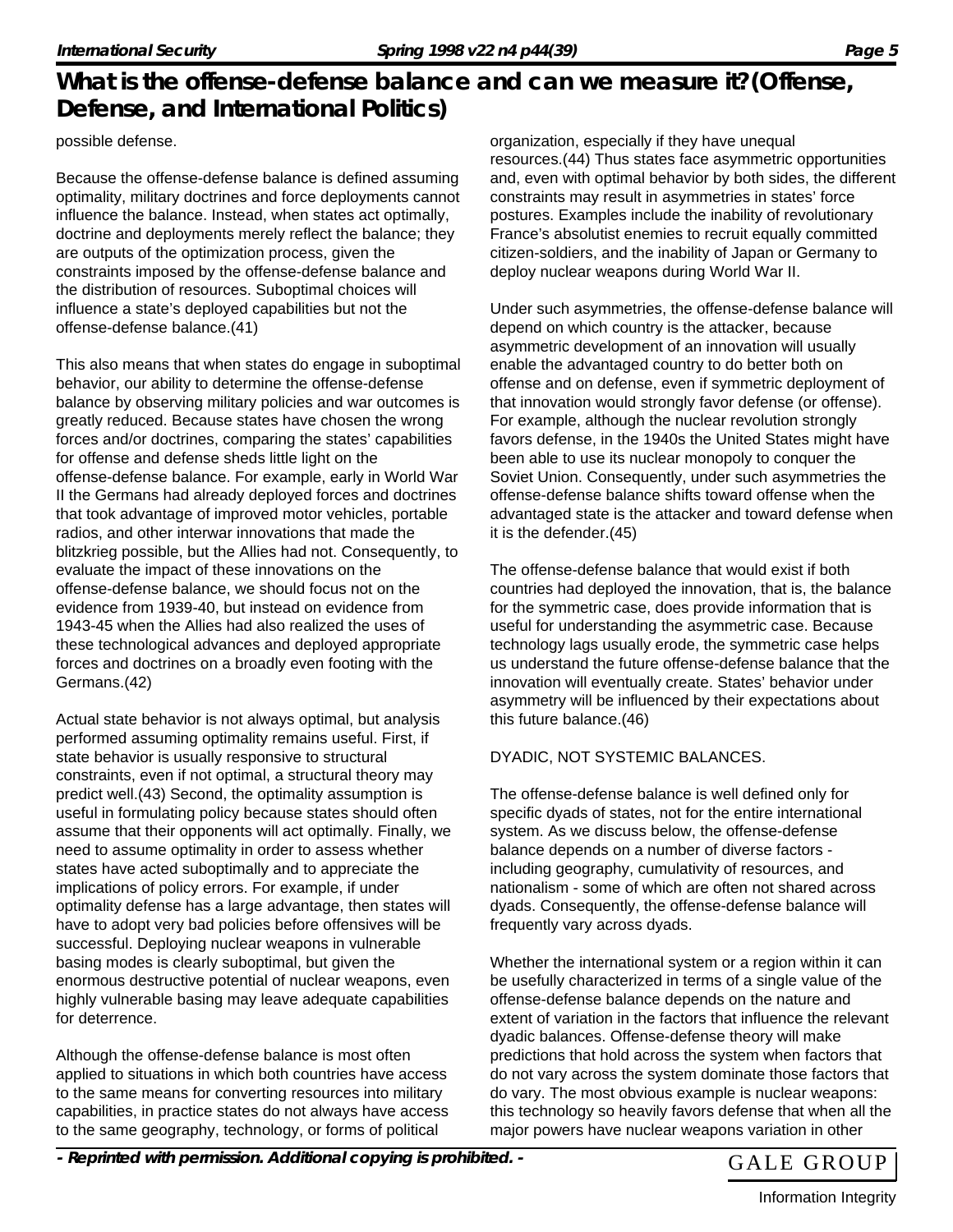possible defense.

Because the offense-defense balance is defined assuming optimality, military doctrines and force deployments cannot influence the balance. Instead, when states act optimally, doctrine and deployments merely reflect the balance; they are outputs of the optimization process, given the constraints imposed by the offense-defense balance and the distribution of resources. Suboptimal choices will influence a state's deployed capabilities but not the offense-defense balance.(41)

This also means that when states do engage in suboptimal behavior, our ability to determine the offense-defense balance by observing military policies and war outcomes is greatly reduced. Because states have chosen the wrong forces and/or doctrines, comparing the states' capabilities for offense and defense sheds little light on the offense-defense balance. For example, early in World War II the Germans had already deployed forces and doctrines that took advantage of improved motor vehicles, portable radios, and other interwar innovations that made the blitzkrieg possible, but the Allies had not. Consequently, to evaluate the impact of these innovations on the offense-defense balance, we should focus not on the evidence from 1939-40, but instead on evidence from 1943-45 when the Allies had also realized the uses of these technological advances and deployed appropriate forces and doctrines on a broadly even footing with the Germans.(42)

Actual state behavior is not always optimal, but analysis performed assuming optimality remains useful. First, if state behavior is usually responsive to structural constraints, even if not optimal, a structural theory may predict well.(43) Second, the optimality assumption is useful in formulating policy because states should often assume that their opponents will act optimally. Finally, we need to assume optimality in order to assess whether states have acted suboptimally and to appreciate the implications of policy errors. For example, if under optimality defense has a large advantage, then states will have to adopt very bad policies before offensives will be successful. Deploying nuclear weapons in vulnerable basing modes is clearly suboptimal, but given the enormous destructive potential of nuclear weapons, even highly vulnerable basing may leave adequate capabilities for deterrence.

Although the offense-defense balance is most often applied to situations in which both countries have access to the same means for converting resources into military capabilities, in practice states do not always have access to the same geography, technology, or forms of political organization, especially if they have unequal resources.(44) Thus states face asymmetric opportunities and, even with optimal behavior by both sides, the different constraints may result in asymmetries in states' force postures. Examples include the inability of revolutionary France's absolutist enemies to recruit equally committed citizen-soldiers, and the inability of Japan or Germany to deploy nuclear weapons during World War II.

Under such asymmetries, the offense-defense balance will depend on which country is the attacker, because asymmetric development of an innovation will usually enable the advantaged country to do better both on offense and on defense, even if symmetric deployment of that innovation would strongly favor defense (or offense). For example, although the nuclear revolution strongly favors defense, in the 1940s the United States might have been able to use its nuclear monopoly to conquer the Soviet Union. Consequently, under such asymmetries the offense-defense balance shifts toward offense when the advantaged state is the attacker and toward defense when it is the defender.(45)

The offense-defense balance that would exist if both countries had deployed the innovation, that is, the balance for the symmetric case, does provide information that is useful for understanding the asymmetric case. Because technology lags usually erode, the symmetric case helps us understand the future offense-defense balance that the innovation will eventually create. States' behavior under asymmetry will be influenced by their expectations about this future balance.(46)

DYADIC, NOT SYSTEMIC BALANCES.

The offense-defense balance is well defined only for specific dyads of states, not for the entire international system. As we discuss below, the offense-defense balance depends on a number of diverse factors - including geography, cumulativity of resources, and nationalism - some of which are often not shared across dyads. Consequently, the offense-defense balance will frequently vary across dyads.

Whether the international system or a region within it can be usefully characterized in terms of a single value of the offense-defense balance depends on the nature and extent of variation in the factors that influence the relevant dyadic balances. Offense-defense theory will make predictions that hold across the system when factors that do not vary across the system dominate those factors that do vary. The most obvious example is nuclear weapons: this technology so heavily favors defense that when all the major powers have nuclear weapons variation in other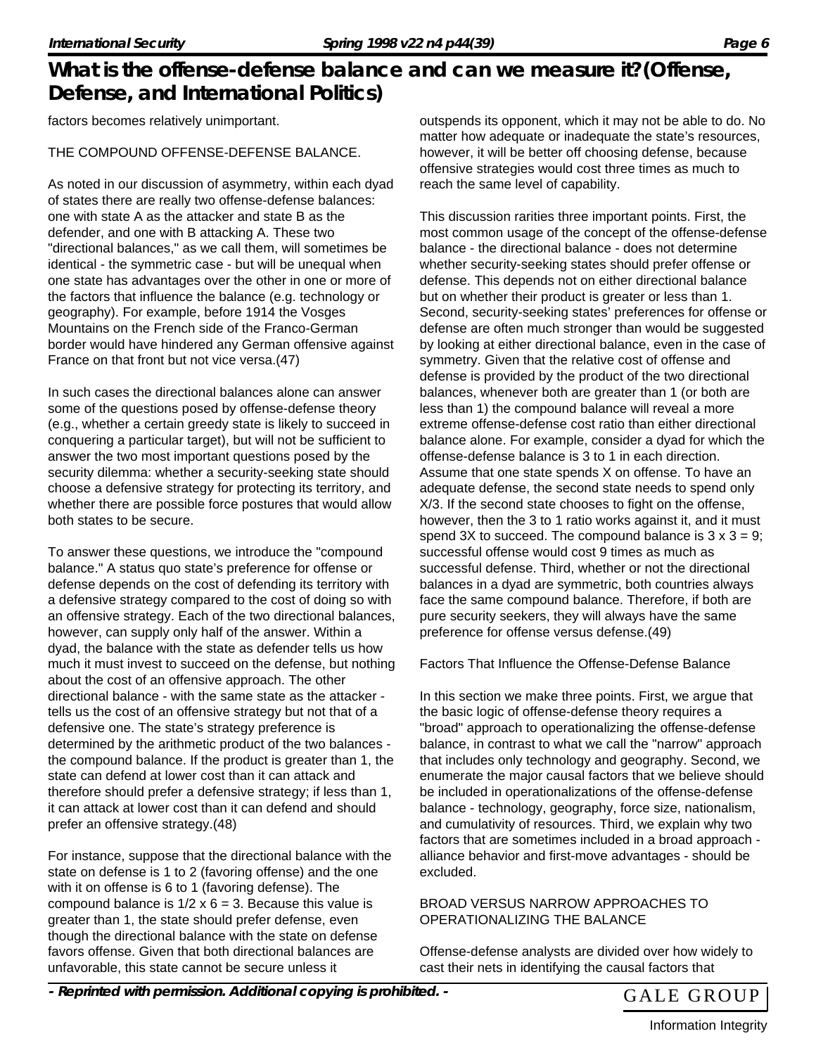factors becomes relatively unimportant.

THE COMPOUND OFFENSE-DEFENSE BALANCE.

As noted in our discussion of asymmetry, within each dyad of states there are really two offense-defense balances: one with state A as the attacker and state B as the defender, and one with B attacking A. These two "directional balances," as we call them, will sometimes be identical - the symmetric case - but will be unequal when one state has advantages over the other in one or more of the factors that influence the balance (e.g. technology or geography). For example, before 1914 the Vosges Mountains on the French side of the Franco-German border would have hindered any German offensive against France on that front but not vice versa.(47)

In such cases the directional balances alone can answer some of the questions posed by offense-defense theory (e.g., whether a certain greedy state is likely to succeed in conquering a particular target), but will not be sufficient to answer the two most important questions posed by the security dilemma: whether a security-seeking state should choose a defensive strategy for protecting its territory, and whether there are possible force postures that would allow both states to be secure.

To answer these questions, we introduce the "compound balance." A status quo state's preference for offense or defense depends on the cost of defending its territory with a defensive strategy compared to the cost of doing so with an offensive strategy. Each of the two directional balances, however, can supply only half of the answer. Within a dyad, the balance with the state as defender tells us how much it must invest to succeed on the defense, but nothing about the cost of an offensive approach. The other directional balance - with the same state as the attacker - tells us the cost of an offensive strategy but not that of a defensive one. The state's strategy preference is determined by the arithmetic product of the two balances - the compound balance. If the product is greater than 1, the state can defend at lower cost than it can attack and therefore should prefer a defensive strategy; if less than 1, it can attack at lower cost than it can defend and should prefer an offensive strategy.(48)

For instance, suppose that the directional balance with the state on defense is 1 to 2 (favoring offense) and the one with it on offense is 6 to 1 (favoring defense). The compound balance is $1/2 \times 6 = 3$. Because this value is greater than 1, the state should prefer defense, even though the directional balance with the state on defense favors offense. Given that both directional balances are unfavorable, this state cannot be secure unless it outspends its opponent, which it may not be able to do. No matter how adequate or inadequate the state's resources, however, it will be better off choosing defense, because offensive strategies would cost three times as much to reach the same level of capability.

This discussion rarities three important points. First, the most common usage of the concept of the offense-defense balance - the directional balance - does not determine whether security-seeking states should prefer offense or defense. This depends not on either directional balance but on whether their product is greater or less than 1. Second, security-seeking states' preferences for offense or defense are often much stronger than would be suggested by looking at either directional balance, even in the case of symmetry. Given that the relative cost of offense and defense is provided by the product of the two directional balances, whenever both are greater than 1 (or both are less than 1) the compound balance will reveal a more extreme offense-defense cost ratio than either directional balance alone. For example, consider a dyad for which the offense-defense balance is 3 to 1 in each direction. Assume that one state spends X on offense. To have an adequate defense, the second state needs to spend only X/3. If the second state chooses to fight on the offense, however, then the 3 to 1 ratio works against it, and it must spend 3X to succeed. The compound balance is $3 \times 3 = 9$; successful offense would cost 9 times as much as successful defense. Third, whether or not the directional balances in a dyad are symmetric, both countries always face the same compound balance. Therefore, if both are pure security seekers, they will always have the same preference for offense versus defense.(49)

Factors That Influence the Offense-Defense Balance

In this section we make three points. First, we argue that the basic logic of offense-defense theory requires a "broad" approach to operationalizing the offense-defense balance, in contrast to what we call the "narrow" approach that includes only technology and geography. Second, we enumerate the major causal factors that we believe should be included in operationalizations of the offense-defense balance - technology, geography, force size, nationalism, and cumulativity of resources. Third, we explain why two factors that are sometimes included in a broad approach - alliance behavior and first-move advantages - should be excluded.

BROAD VERSUS NARROW APPROACHES TO OPERATIONALIZING THE BALANCE

Offense-defense analysts are divided over how widely to cast their nets in identifying the causal factors that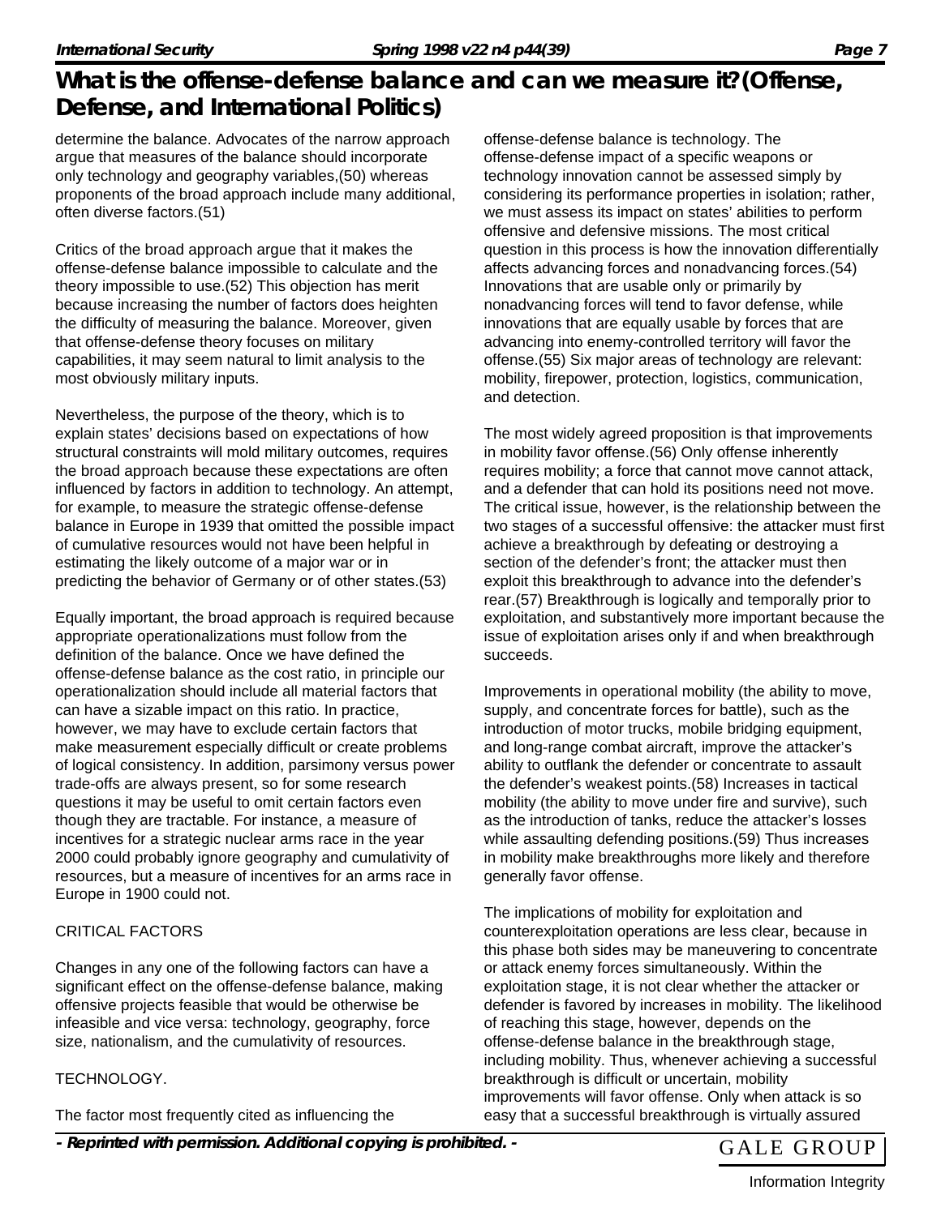determine the balance. Advocates of the narrow approach argue that measures of the balance should incorporate only technology and geography variables,(50) whereas proponents of the broad approach include many additional, often diverse factors.(51)

Critics of the broad approach argue that it makes the offense-defense balance impossible to calculate and the theory impossible to use.(52) This objection has merit because increasing the number of factors does heighten the difficulty of measuring the balance. Moreover, given that offense-defense theory focuses on military capabilities, it may seem natural to limit analysis to the most obviously military inputs.

Nevertheless, the purpose of the theory, which is to explain states' decisions based on expectations of how structural constraints will mold military outcomes, requires the broad approach because these expectations are often influenced by factors in addition to technology. An attempt, for example, to measure the strategic offense-defense balance in Europe in 1939 that omitted the possible impact of cumulative resources would not have been helpful in estimating the likely outcome of a major war or in predicting the behavior of Germany or of other states.(53)

Equally important, the broad approach is required because appropriate operationalizations must follow from the definition of the balance. Once we have defined the offense-defense balance as the cost ratio, in principle our operationalization should include all material factors that can have a sizable impact on this ratio. In practice, however, we may have to exclude certain factors that make measurement especially difficult or create problems of logical consistency. In addition, parsimony versus power trade-offs are always present, so for some research questions it may be useful to omit certain factors even though they are tractable. For instance, a measure of incentives for a strategic nuclear arms race in the year 2000 could probably ignore geography and cumulativity of resources, but a measure of incentives for an arms race in Europe in 1900 could not.

## CRITICAL FACTORS

Changes in any one of the following factors can have a significant effect on the offense-defense balance, making offensive projects feasible that would be otherwise be infeasible and vice versa: technology, geography, force size, nationalism, and the cumulativity of resources.

### TECHNOLOGY.

The factor most frequently cited as influencing the offense-defense balance is technology. The offense-defense impact of a specific weapons or technology innovation cannot be assessed simply by considering its performance properties in isolation; rather, we must assess its impact on states' abilities to perform offensive and defensive missions. The most critical question in this process is how the innovation differentially affects advancing forces and nonadvancing forces.(54) Innovations that are usable only or primarily by nonadvancing forces will tend to favor defense, while innovations that are equally usable by forces that are advancing into enemy-controlled territory will favor the offense.(55) Six major areas of technology are relevant: mobility, firepower, protection, logistics, communication, and detection.

The most widely agreed proposition is that improvements in mobility favor offense.(56) Only offense inherently requires mobility; a force that cannot move cannot attack, and a defender that can hold its positions need not move. The critical issue, however, is the relationship between the two stages of a successful offensive: the attacker must first achieve a breakthrough by defeating or destroying a section of the defender's front; the attacker must then exploit this breakthrough to advance into the defender's rear.(57) Breakthrough is logically and temporally prior to exploitation, and substantively more important because the issue of exploitation arises only if and when breakthrough succeeds.

Improvements in operational mobility (the ability to move, supply, and concentrate forces for battle), such as the introduction of motor trucks, mobile bridging equipment, and long-range combat aircraft, improve the attacker's ability to outflank the defender or concentrate to assault the defender's weakest points.(58) Increases in tactical mobility (the ability to move under fire and survive), such as the introduction of tanks, reduce the attacker's losses while assaulting defending positions.(59) Thus increases in mobility make breakthroughs more likely and therefore generally favor offense.

The implications of mobility for exploitation and counterexploitation operations are less clear, because in this phase both sides may be maneuvering to concentrate or attack enemy forces simultaneously. Within the exploitation stage, it is not clear whether the attacker or defender is favored by increases in mobility. The likelihood of reaching this stage, however, depends on the offense-defense balance in the breakthrough stage, including mobility. Thus, whenever achieving a successful breakthrough is difficult or uncertain, mobility improvements will favor offense. Only when attack is so easy that a successful breakthrough is virtually assured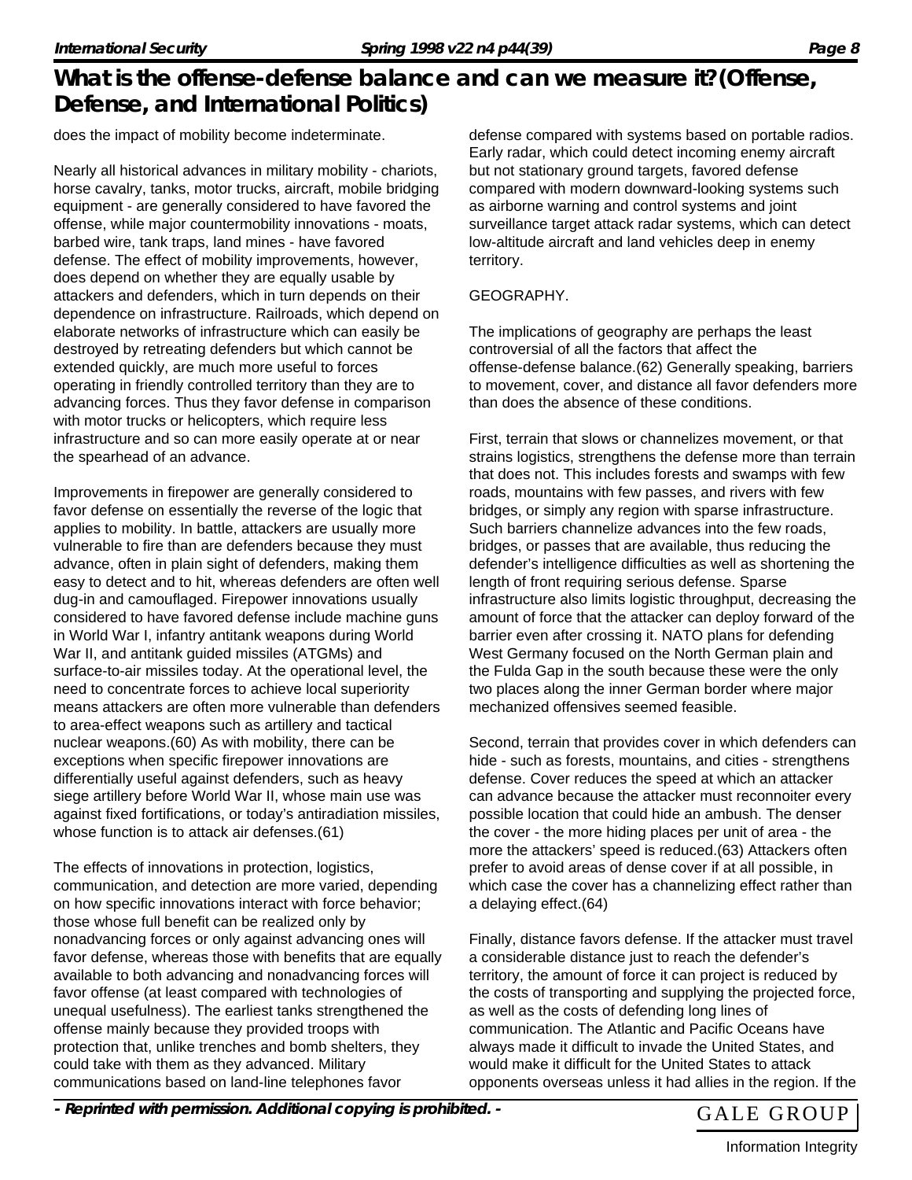does the impact of mobility become indeterminate.

Nearly all historical advances in military mobility - chariots, horse cavalry, tanks, motor trucks, aircraft, mobile bridging equipment - are generally considered to have favored the offense, while major countermobility innovations - moats, barbed wire, tank traps, land mines - have favored defense. The effect of mobility improvements, however, does depend on whether they are equally usable by attackers and defenders, which in turn depends on their dependence on infrastructure. Railroads, which depend on elaborate networks of infrastructure which can easily be destroyed by retreating defenders but which cannot be extended quickly, are much more useful to forces operating in friendly controlled territory than they are to advancing forces. Thus they favor defense in comparison with motor trucks or helicopters, which require less infrastructure and so can more easily operate at or near the spearhead of an advance.

Improvements in firepower are generally considered to favor defense on essentially the reverse of the logic that applies to mobility. In battle, attackers are usually more vulnerable to fire than are defenders because they must advance, often in plain sight of defenders, making them easy to detect and to hit, whereas defenders are often well dug-in and camouflaged. Firepower innovations usually considered to have favored defense include machine guns in World War I, infantry antitank weapons during World War II, and antitank guided missiles (ATGMs) and surface-to-air missiles today. At the operational level, the need to concentrate forces to achieve local superiority means attackers are often more vulnerable than defenders to area-effect weapons such as artillery and tactical nuclear weapons.(60) As with mobility, there can be exceptions when specific firepower innovations are differentially useful against defenders, such as heavy siege artillery before World War II, whose main use was against fixed fortifications, or today's antiradiation missiles, whose function is to attack air defenses.(61)

The effects of innovations in protection, logistics, communication, and detection are more varied, depending on how specific innovations interact with force behavior; those whose full benefit can be realized only by nonadvancing forces or only against advancing ones will favor defense, whereas those with benefits that are equally available to both advancing and nonadvancing forces will favor offense (at least compared with technologies of unequal usefulness). The earliest tanks strengthened the offense mainly because they provided troops with protection that, unlike trenches and bomb shelters, they could take with them as they advanced. Military communications based on land-line telephones favor defense compared with systems based on portable radios. Early radar, which could detect incoming enemy aircraft but not stationary ground targets, favored defense compared with modern downward-looking systems such as airborne warning and control systems and joint surveillance target attack radar systems, which can detect low-altitude aircraft and land vehicles deep in enemy territory.

GEOGRAPHY.

The implications of geography are perhaps the least controversial of all the factors that affect the offense-defense balance.(62) Generally speaking, barriers to movement, cover, and distance all favor defenders more than does the absence of these conditions.

First, terrain that slows or channelizes movement, or that strains logistics, strengthens the defense more than terrain that does not. This includes forests and swamps with few roads, mountains with few passes, and rivers with few bridges, or simply any region with sparse infrastructure. Such barriers channelize advances into the few roads, bridges, or passes that are available, thus reducing the defender's intelligence difficulties as well as shortening the length of front requiring serious defense. Sparse infrastructure also limits logistic throughput, decreasing the amount of force that the attacker can deploy forward of the barrier even after crossing it. NATO plans for defending West Germany focused on the North German plain and the Fulda Gap in the south because these were the only two places along the inner German border where major mechanized offensives seemed feasible.

Second, terrain that provides cover in which defenders can hide - such as forests, mountains, and cities - strengthens defense. Cover reduces the speed at which an attacker can advance because the attacker must reconnoiter every possible location that could hide an ambush. The denser the cover - the more hiding places per unit of area - the more the attackers' speed is reduced.(63) Attackers often prefer to avoid areas of dense cover if at all possible, in which case the cover has a channelizing effect rather than a delaying effect.(64)

Finally, distance favors defense. If the attacker must travel a considerable distance just to reach the defender's territory, the amount of force it can project is reduced by the costs of transporting and supplying the projected force, as well as the costs of defending long lines of communication. The Atlantic and Pacific Oceans have always made it difficult to invade the United States, and would make it difficult for the United States to attack opponents overseas unless it had allies in the region. If the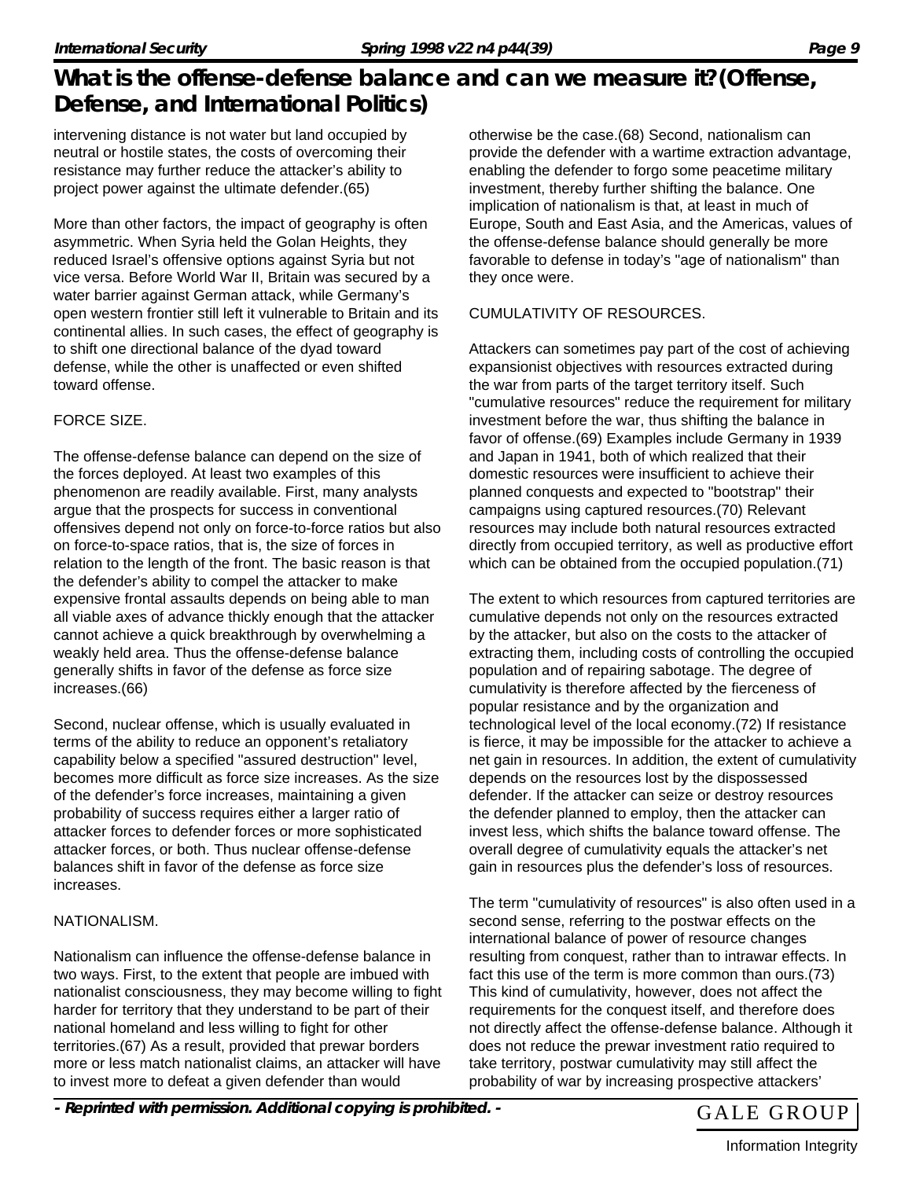intervening distance is not water but land occupied by neutral or hostile states, the costs of overcoming their resistance may further reduce the attacker's ability to project power against the ultimate defender.(65)

More than other factors, the impact of geography is often asymmetric. When Syria held the Golan Heights, they reduced Israel's offensive options against Syria but not vice versa. Before World War II, Britain was secured by a water barrier against German attack, while Germany's open western frontier still left it vulnerable to Britain and its continental allies. In such cases, the effect of geography is to shift one directional balance of the dyad toward defense, while the other is unaffected or even shifted toward offense.

FORCE SIZE.

The offense-defense balance can depend on the size of the forces deployed. At least two examples of this phenomenon are readily available. First, many analysts argue that the prospects for success in conventional offensives depend not only on force-to-force ratios but also on force-to-space ratios, that is, the size of forces in relation to the length of the front. The basic reason is that the defender's ability to compel the attacker to make expensive frontal assaults depends on being able to man all viable axes of advance thickly enough that the attacker cannot achieve a quick breakthrough by overwhelming a weakly held area. Thus the offense-defense balance generally shifts in favor of the defense as force size increases.(66)

Second, nuclear offense, which is usually evaluated in terms of the ability to reduce an opponent's retaliatory capability below a specified "assured destruction" level, becomes more difficult as force size increases. As the size of the defender's force increases, maintaining a given probability of success requires either a larger ratio of attacker forces to defender forces or more sophisticated attacker forces, or both. Thus nuclear offense-defense balances shift in favor of the defense as force size increases.

NATIONALISM.

Nationalism can influence the offense-defense balance in two ways. First, to the extent that people are imbued with nationalist consciousness, they may become willing to fight harder for territory that they understand to be part of their national homeland and less willing to fight for other territories.(67) As a result, provided that prewar borders more or less match nationalist claims, an attacker will have to invest more to defeat a given defender than would otherwise be the case.(68) Second, nationalism can provide the defender with a wartime extraction advantage, enabling the defender to forgo some peacetime military investment, thereby further shifting the balance. One implication of nationalism is that, at least in much of Europe, South and East Asia, and the Americas, values of the offense-defense balance should generally be more favorable to defense in today's "age of nationalism" than they once were.

CUMULATIVITY OF RESOURCES.

Attackers can sometimes pay part of the cost of achieving expansionist objectives with resources extracted during the war from parts of the target territory itself. Such "cumulative resources" reduce the requirement for military investment before the war, thus shifting the balance in favor of offense.(69) Examples include Germany in 1939 and Japan in 1941, both of which realized that their domestic resources were insufficient to achieve their planned conquests and expected to "bootstrap" their campaigns using captured resources.(70) Relevant resources may include both natural resources extracted directly from occupied territory, as well as productive effort which can be obtained from the occupied population.(71)

The extent to which resources from captured territories are cumulative depends not only on the resources extracted by the attacker, but also on the costs to the attacker of extracting them, including costs of controlling the occupied population and of repairing sabotage. The degree of cumulativity is therefore affected by the fierceness of popular resistance and by the organization and technological level of the local economy.(72) If resistance is fierce, it may be impossible for the attacker to achieve a net gain in resources. In addition, the extent of cumulativity depends on the resources lost by the dispossessed defender. If the attacker can seize or destroy resources the defender planned to employ, then the attacker can invest less, which shifts the balance toward offense. The overall degree of cumulativity equals the attacker's net gain in resources plus the defender's loss of resources.

The term "cumulativity of resources" is also often used in a second sense, referring to the postwar effects on the international balance of power of resource changes resulting from conquest, rather than to intrawar effects. In fact this use of the term is more common than ours.(73) This kind of cumulativity, however, does not affect the requirements for the conquest itself, and therefore does not directly affect the offense-defense balance. Although it does not reduce the prewar investment ratio required to take territory, postwar cumulativity may still affect the probability of war by increasing prospective attackers'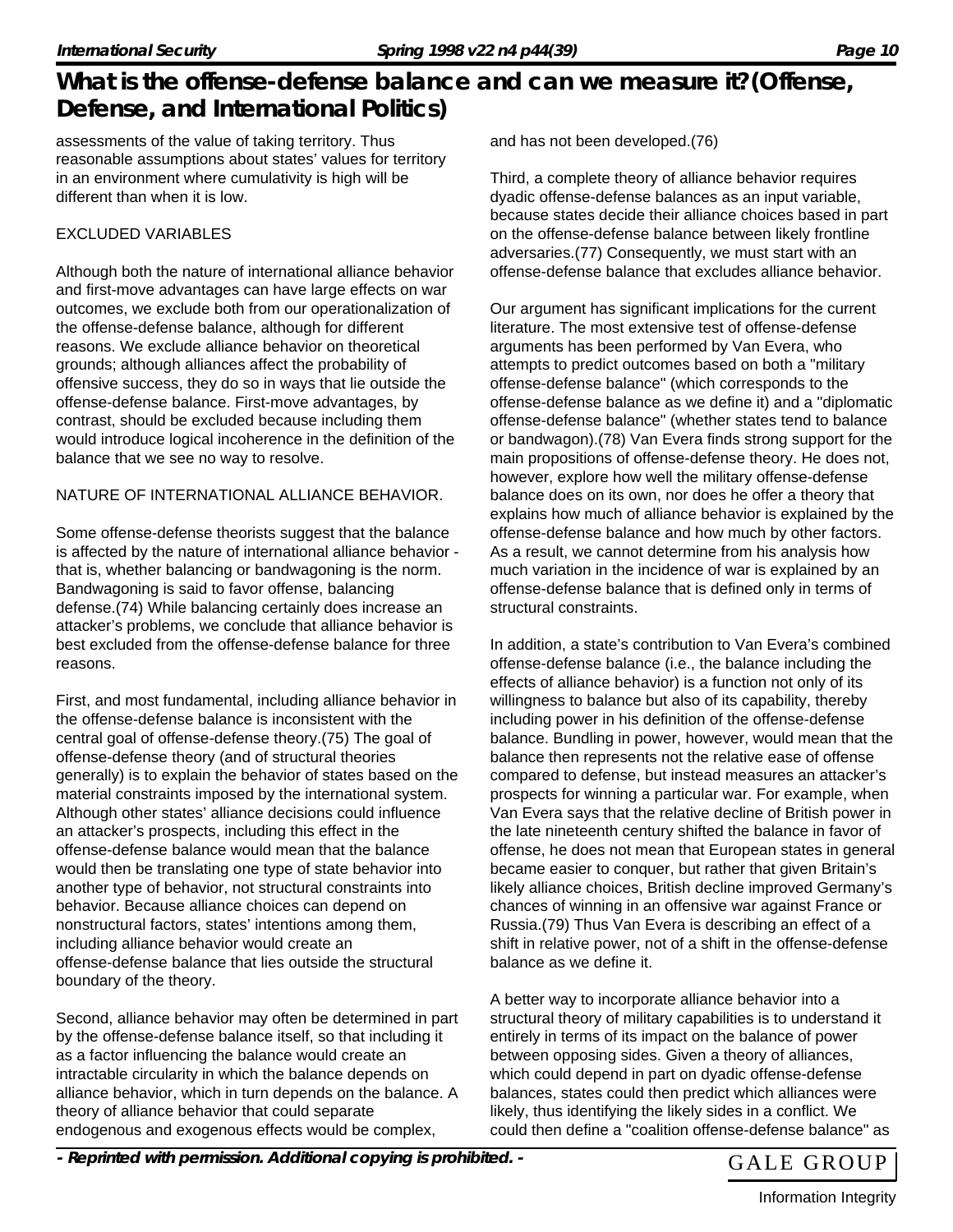assessments of the value of taking territory. Thus reasonable assumptions about states' values for territory in an environment where cumulativity is high will be different than when it is low.

EXCLUDED VARIABLES

Although both the nature of international alliance behavior and first-move advantages can have large effects on war outcomes, we exclude both from our operationalization of the offense-defense balance, although for different reasons. We exclude alliance behavior on theoretical grounds; although alliances affect the probability of offensive success, they do so in ways that lie outside the offense-defense balance. First-move advantages, by contrast, should be excluded because including them would introduce logical incoherence in the definition of the balance that we see no way to resolve.

NATURE OF INTERNATIONAL ALLIANCE BEHAVIOR.

Some offense-defense theorists suggest that the balance is affected by the nature of international alliance behavior - that is, whether balancing or bandwagoning is the norm. Bandwagoning is said to favor offense, balancing defense.(74) While balancing certainly does increase an attacker's problems, we conclude that alliance behavior is best excluded from the offense-defense balance for three reasons.

First, and most fundamental, including alliance behavior in the offense-defense balance is inconsistent with the central goal of offense-defense theory.(75) The goal of offense-defense theory (and of structural theories generally) is to explain the behavior of states based on the material constraints imposed by the international system. Although other states' alliance decisions could influence an attacker's prospects, including this effect in the offense-defense balance would mean that the balance would then be translating one type of state behavior into another type of behavior, not structural constraints into behavior. Because alliance choices can depend on nonstructural factors, states' intentions among them, including alliance behavior would create an offense-defense balance that lies outside the structural boundary of the theory.

Second, alliance behavior may often be determined in part by the offense-defense balance itself, so that including it as a factor influencing the balance would create an intractable circularity in which the balance depends on alliance behavior, which in turn depends on the balance. A theory of alliance behavior that could separate endogenous and exogenous effects would be complex, and has not been developed.(76)

Third, a complete theory of alliance behavior requires dyadic offense-defense balances as an input variable, because states decide their alliance choices based in part on the offense-defense balance between likely frontline adversaries.(77) Consequently, we must start with an offense-defense balance that excludes alliance behavior.

Our argument has significant implications for the current literature. The most extensive test of offense-defense arguments has been performed by Van Evera, who attempts to predict outcomes based on both a "military offense-defense balance" (which corresponds to the offense-defense balance as we define it) and a "diplomatic offense-defense balance" (whether states tend to balance or bandwagon).(78) Van Evera finds strong support for the main propositions of offense-defense theory. He does not, however, explore how well the military offense-defense balance does on its own, nor does he offer a theory that explains how much of alliance behavior is explained by the offense-defense balance and how much by other factors. As a result, we cannot determine from his analysis how much variation in the incidence of war is explained by an offense-defense balance that is defined only in terms of structural constraints.

In addition, a state's contribution to Van Evera's combined offense-defense balance (i.e., the balance including the effects of alliance behavior) is a function not only of its willingness to balance but also of its capability, thereby including power in his definition of the offense-defense balance. Bundling in power, however, would mean that the balance then represents not the relative ease of offense compared to defense, but instead measures an attacker's prospects for winning a particular war. For example, when Van Evera says that the relative decline of British power in the late nineteenth century shifted the balance in favor of offense, he does not mean that European states in general became easier to conquer, but rather that given Britain's likely alliance choices, British decline improved Germany's chances of winning in an offensive war against France or Russia.(79) Thus Van Evera is describing an effect of a shift in relative power, not of a shift in the offense-defense balance as we define it.

A better way to incorporate alliance behavior into a structural theory of military capabilities is to understand it entirely in terms of its impact on the balance of power between opposing sides. Given a theory of alliances, which could depend in part on dyadic offense-defense balances, states could then predict which alliances were likely, thus identifying the likely sides in a conflict. We could then define a "coalition offense-defense balance" as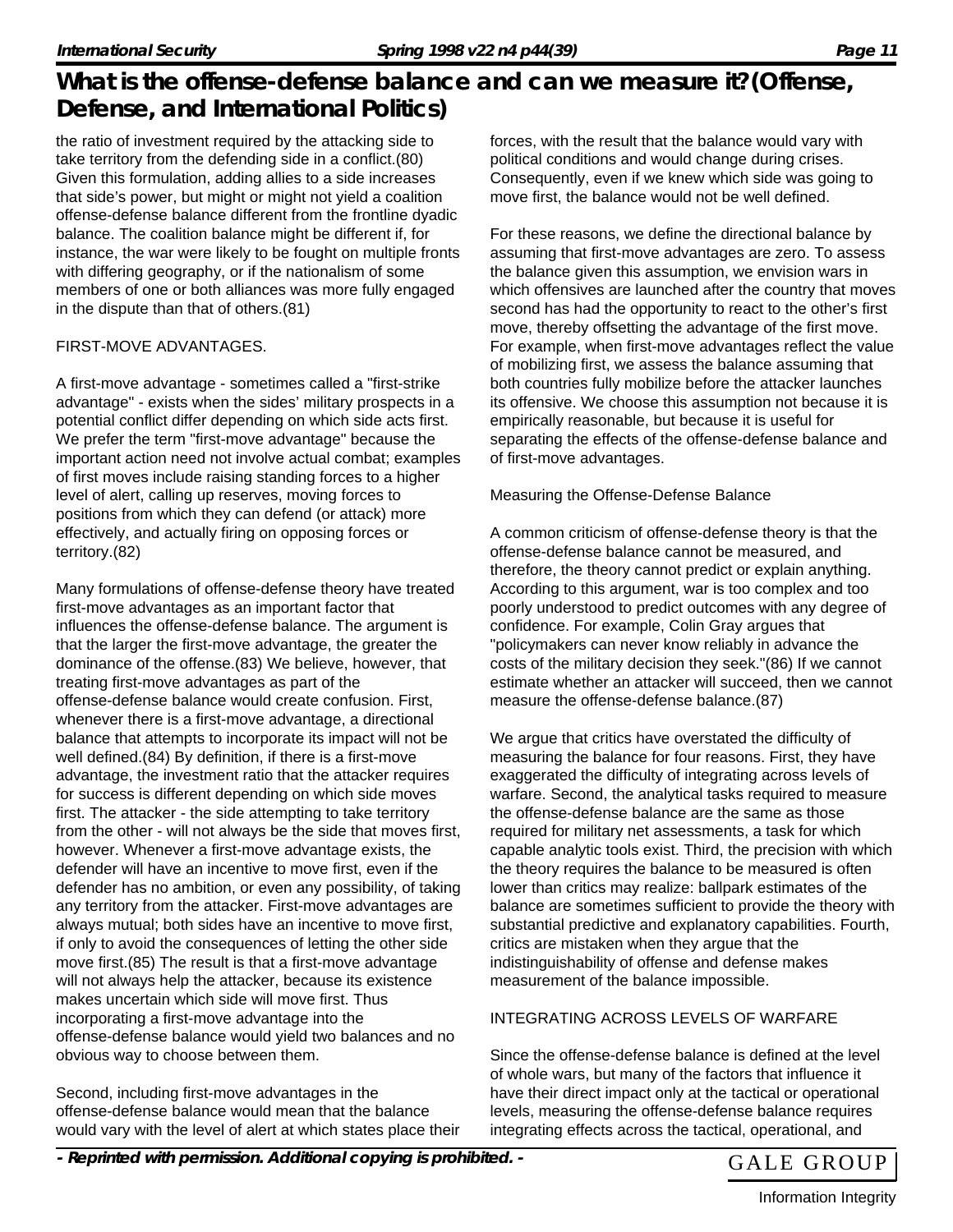the ratio of investment required by the attacking side to take territory from the defending side in a conflict.(80) Given this formulation, adding allies to a side increases that side's power, but might or might not yield a coalition offense-defense balance different from the frontline dyadic balance. The coalition balance might be different if, for instance, the war were likely to be fought on multiple fronts with differing geography, or if the nationalism of some members of one or both alliances was more fully engaged in the dispute than that of others.(81)

FIRST-MOVE ADVANTAGES.

A first-move advantage - sometimes called a "first-strike advantage" - exists when the sides' military prospects in a potential conflict differ depending on which side acts first. We prefer the term "first-move advantage" because the important action need not involve actual combat; examples of first moves include raising standing forces to a higher level of alert, calling up reserves, moving forces to positions from which they can defend (or attack) more effectively, and actually firing on opposing forces or territory.(82)

Many formulations of offense-defense theory have treated first-move advantages as an important factor that influences the offense-defense balance. The argument is that the larger the first-move advantage, the greater the dominance of the offense.(83) We believe, however, that treating first-move advantages as part of the offense-defense balance would create confusion. First, whenever there is a first-move advantage, a directional balance that attempts to incorporate its impact will not be well defined.(84) By definition, if there is a first-move advantage, the investment ratio that the attacker requires for success is different depending on which side moves first. The attacker - the side attempting to take territory from the other - will not always be the side that moves first, however. Whenever a first-move advantage exists, the defender will have an incentive to move first, even if the defender has no ambition, or even any possibility, of taking any territory from the attacker. First-move advantages are always mutual; both sides have an incentive to move first, if only to avoid the consequences of letting the other side move first.(85) The result is that a first-move advantage will not always help the attacker, because its existence makes uncertain which side will move first. Thus incorporating a first-move advantage into the offense-defense balance would yield two balances and no obvious way to choose between them.

Second, including first-move advantages in the offense-defense balance would mean that the balance would vary with the level of alert at which states place their forces, with the result that the balance would vary with political conditions and would change during crises. Consequently, even if we knew which side was going to move first, the balance would not be well defined.

For these reasons, we define the directional balance by assuming that first-move advantages are zero. To assess the balance given this assumption, we envision wars in which offensives are launched after the country that moves second has had the opportunity to react to the other's first move, thereby offsetting the advantage of the first move. For example, when first-move advantages reflect the value of mobilizing first, we assess the balance assuming that both countries fully mobilize before the attacker launches its offensive. We choose this assumption not because it is empirically reasonable, but because it is useful for separating the effects of the offense-defense balance and of first-move advantages.

## Measuring the Offense-Defense Balance

A common criticism of offense-defense theory is that the offense-defense balance cannot be measured, and therefore, the theory cannot predict or explain anything. According to this argument, war is too complex and too poorly understood to predict outcomes with any degree of confidence. For example, Colin Gray argues that "policymakers can never know reliably in advance the costs of the military decision they seek."(86) If we cannot estimate whether an attacker will succeed, then we cannot measure the offense-defense balance.(87)

We argue that critics have overstated the difficulty of measuring the balance for four reasons. First, they have exaggerated the difficulty of integrating across levels of warfare. Second, the analytical tasks required to measure the offense-defense balance are the same as those required for military net assessments, a task for which capable analytic tools exist. Third, the precision with which the theory requires the balance to be measured is often lower than critics may realize: ballpark estimates of the balance are sometimes sufficient to provide the theory with substantial predictive and explanatory capabilities. Fourth, critics are mistaken when they argue that the indistinguishability of offense and defense makes measurement of the balance impossible.

### INTEGRATING ACROSS LEVELS OF WARFARE

Since the offense-defense balance is defined at the level of whole wars, but many of the factors that influence it have their direct impact only at the tactical or operational levels, measuring the offense-defense balance requires integrating effects across the tactical, operational, and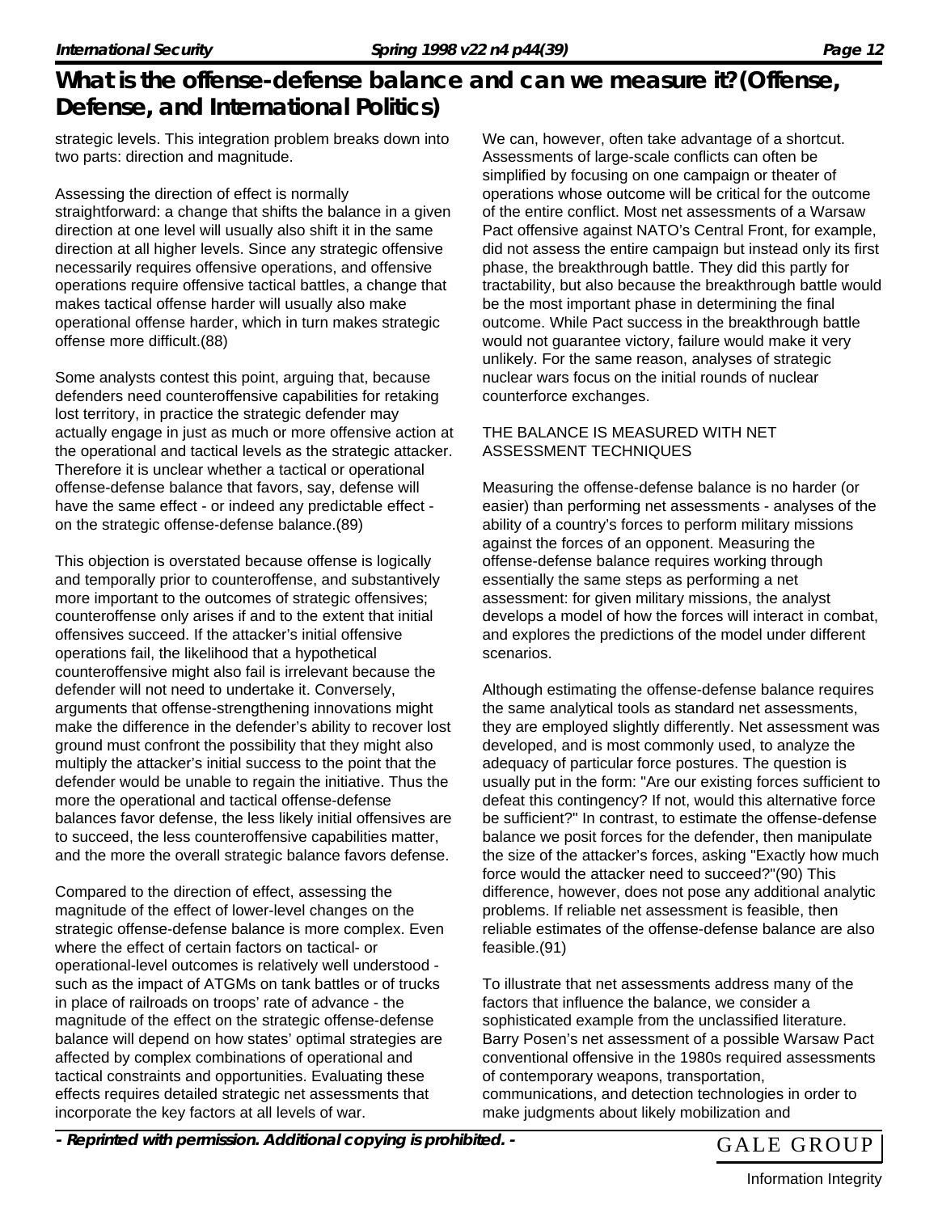strategic levels. This integration problem breaks down into two parts: direction and magnitude.

Assessing the direction of effect is normally straightforward: a change that shifts the balance in a given direction at one level will usually also shift it in the same direction at all higher levels. Since any strategic offensive necessarily requires offensive operations, and offensive operations require offensive tactical battles, a change that makes tactical offense harder will usually also make operational offense harder, which in turn makes strategic offense more difficult.(88)

Some analysts contest this point, arguing that, because defenders need counteroffensive capabilities for retaking lost territory, in practice the strategic defender may actually engage in just as much or more offensive action at the operational and tactical levels as the strategic attacker. Therefore it is unclear whether a tactical or operational offense-defense balance that favors, say, defense will have the same effect - or indeed any predictable effect - on the strategic offense-defense balance.(89)

This objection is overstated because offense is logically and temporally prior to counteroffense, and substantively more important to the outcomes of strategic offensives; counteroffense only arises if and to the extent that initial offensives succeed. If the attacker's initial offensive operations fail, the likelihood that a hypothetical counteroffensive might also fail is irrelevant because the defender will not need to undertake it. Conversely, arguments that offense-strengthening innovations might make the difference in the defender's ability to recover lost ground must confront the possibility that they might also multiply the attacker's initial success to the point that the defender would be unable to regain the initiative. Thus the more the operational and tactical offense-defense balances favor defense, the less likely initial offensives are to succeed, the less counteroffensive capabilities matter, and the more the overall strategic balance favors defense.

Compared to the direction of effect, assessing the magnitude of the effect of lower-level changes on the strategic offense-defense balance is more complex. Even where the effect of certain factors on tactical- or operational-level outcomes is relatively well understood - such as the impact of ATGMs on tank battles or of trucks in place of railroads on troops' rate of advance - the magnitude of the effect on the strategic offense-defense balance will depend on how states' optimal strategies are affected by complex combinations of operational and tactical constraints and opportunities. Evaluating these effects requires detailed strategic net assessments that incorporate the key factors at all levels of war.

We can, however, often take advantage of a shortcut. Assessments of large-scale conflicts can often be simplified by focusing on one campaign or theater of operations whose outcome will be critical for the outcome of the entire conflict. Most net assessments of a Warsaw Pact offensive against NATO's Central Front, for example, did not assess the entire campaign but instead only its first phase, the breakthrough battle. They did this partly for tractability, but also because the breakthrough battle would be the most important phase in determining the final outcome. While Pact success in the breakthrough battle would not guarantee victory, failure would make it very unlikely. For the same reason, analyses of strategic nuclear wars focus on the initial rounds of nuclear counterforce exchanges.

## THE BALANCE IS MEASURED WITH NET ASSESSMENT TECHNIQUES

Measuring the offense-defense balance is no harder (or easier) than performing net assessments - analyses of the ability of a country's forces to perform military missions against the forces of an opponent. Measuring the offense-defense balance requires working through essentially the same steps as performing a net assessment: for given military missions, the analyst develops a model of how the forces will interact in combat, and explores the predictions of the model under different scenarios.

Although estimating the offense-defense balance requires the same analytical tools as standard net assessments, they are employed slightly differently. Net assessment was developed, and is most commonly used, to analyze the adequacy of particular force postures. The question is usually put in the form: "Are our existing forces sufficient to defeat this contingency? If not, would this alternative force be sufficient?" In contrast, to estimate the offense-defense balance we posit forces for the defender, then manipulate the size of the attacker's forces, asking "Exactly how much force would the attacker need to succeed?"(90) This difference, however, does not pose any additional analytic problems. If reliable net assessment is feasible, then reliable estimates of the offense-defense balance are also feasible.(91)

To illustrate that net assessments address many of the factors that influence the balance, we consider a sophisticated example from the unclassified literature. Barry Posen's net assessment of a possible Warsaw Pact conventional offensive in the 1980s required assessments of contemporary weapons, transportation, communications, and detection technologies in order to make judgments about likely mobilization and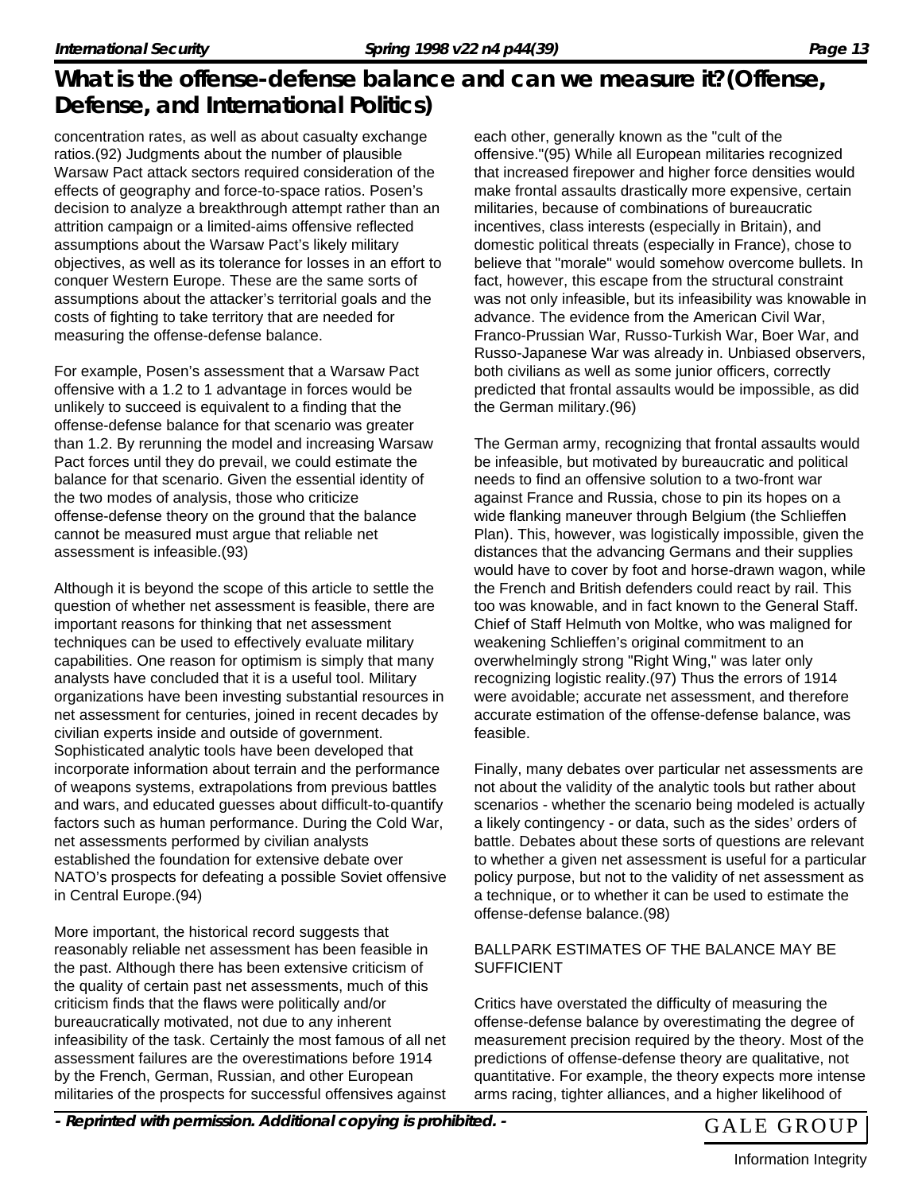concentration rates, as well as about casualty exchange ratios.(92) Judgments about the number of plausible Warsaw Pact attack sectors required consideration of the effects of geography and force-to-space ratios. Posen's decision to analyze a breakthrough attempt rather than an attrition campaign or a limited-aims offensive reflected assumptions about the Warsaw Pact's likely military objectives, as well as its tolerance for losses in an effort to conquer Western Europe. These are the same sorts of assumptions about the attacker's territorial goals and the costs of fighting to take territory that are needed for measuring the offense-defense balance.

For example, Posen's assessment that a Warsaw Pact offensive with a 1.2 to 1 advantage in forces would be unlikely to succeed is equivalent to a finding that the offense-defense balance for that scenario was greater than 1.2. By rerunning the model and increasing Warsaw Pact forces until they do prevail, we could estimate the balance for that scenario. Given the essential identity of the two modes of analysis, those who criticize offense-defense theory on the ground that the balance cannot be measured must argue that reliable net assessment is infeasible.(93)

Although it is beyond the scope of this article to settle the question of whether net assessment is feasible, there are important reasons for thinking that net assessment techniques can be used to effectively evaluate military capabilities. One reason for optimism is simply that many analysts have concluded that it is a useful tool. Military organizations have been investing substantial resources in net assessment for centuries, joined in recent decades by civilian experts inside and outside of government. Sophisticated analytic tools have been developed that incorporate information about terrain and the performance of weapons systems, extrapolations from previous battles and wars, and educated guesses about difficult-to-quantify factors such as human performance. During the Cold War, net assessments performed by civilian analysts established the foundation for extensive debate over NATO's prospects for defeating a possible Soviet offensive in Central Europe.(94)

More important, the historical record suggests that reasonably reliable net assessment has been feasible in the past. Although there has been extensive criticism of the quality of certain past net assessments, much of this criticism finds that the flaws were politically and/or bureaucratically motivated, not due to any inherent infeasibility of the task. Certainly the most famous of all net assessment failures are the overestimations before 1914 by the French, German, Russian, and other European militaries of the prospects for successful offensives against each other, generally known as the "cult of the offensive."(95) While all European militaries recognized that increased firepower and higher force densities would make frontal assaults drastically more expensive, certain militaries, because of combinations of bureaucratic incentives, class interests (especially in Britain), and domestic political threats (especially in France), chose to believe that "morale" would somehow overcome bullets. In fact, however, this escape from the structural constraint was not only infeasible, but its infeasibility was knowable in advance. The evidence from the American Civil War, Franco-Prussian War, Russo-Turkish War, Boer War, and Russo-Japanese War was already in. Unbiased observers, both civilians as well as some junior officers, correctly predicted that frontal assaults would be impossible, as did the German military.(96)

The German army, recognizing that frontal assaults would be infeasible, but motivated by bureaucratic and political needs to find an offensive solution to a two-front war against France and Russia, chose to pin its hopes on a wide flanking maneuver through Belgium (the Schlieffen Plan). This, however, was logistically impossible, given the distances that the advancing Germans and their supplies would have to cover by foot and horse-drawn wagon, while the French and British defenders could react by rail. This too was knowable, and in fact known to the General Staff. Chief of Staff Helmuth von Moltke, who was maligned for weakening Schlieffen's original commitment to an overwhelmingly strong "Right Wing," was later only recognizing logistic reality.(97) Thus the errors of 1914 were avoidable; accurate net assessment, and therefore accurate estimation of the offense-defense balance, was feasible.

Finally, many debates over particular net assessments are not about the validity of the analytic tools but rather about scenarios - whether the scenario being modeled is actually a likely contingency - or data, such as the sides' orders of battle. Debates about these sorts of questions are relevant to whether a given net assessment is useful for a particular policy purpose, but not to the validity of net assessment as a technique, or to whether it can be used to estimate the offense-defense balance.(98)

## BALLPARK ESTIMATES OF THE BALANCE MAY BE SUFFICIENT

Critics have overstated the difficulty of measuring the offense-defense balance by overestimating the degree of measurement precision required by the theory. Most of the predictions of offense-defense theory are qualitative, not quantitative. For example, the theory expects more intense arms racing, tighter alliances, and a higher likelihood of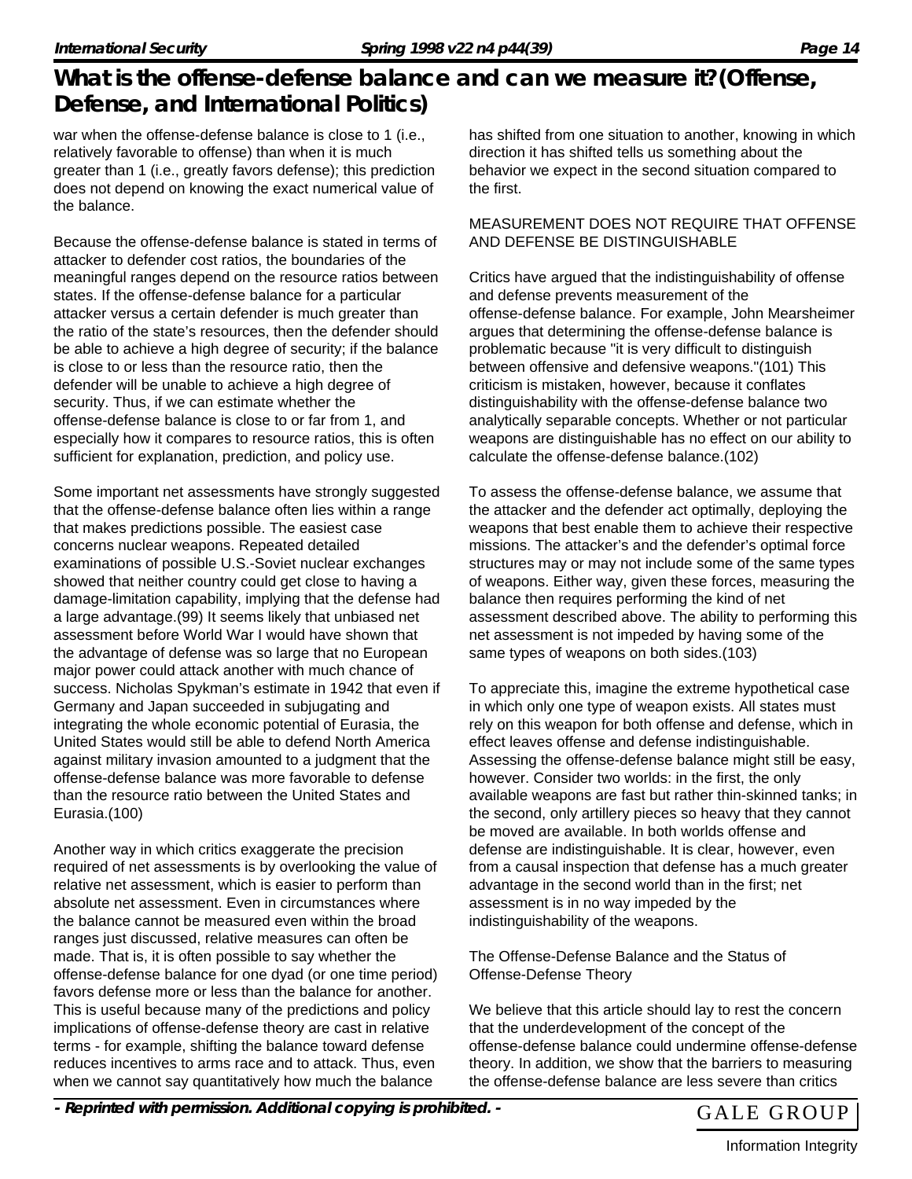war when the offense-defense balance is close to 1 (i.e., relatively favorable to offense) than when it is much greater than 1 (i.e., greatly favors defense); this prediction does not depend on knowing the exact numerical value of the balance.

Because the offense-defense balance is stated in terms of attacker to defender cost ratios, the boundaries of the meaningful ranges depend on the resource ratios between states. If the offense-defense balance for a particular attacker versus a certain defender is much greater than the ratio of the state's resources, then the defender should be able to achieve a high degree of security; if the balance is close to or less than the resource ratio, then the defender will be unable to achieve a high degree of security. Thus, if we can estimate whether the offense-defense balance is close to or far from 1, and especially how it compares to resource ratios, this is often sufficient for explanation, prediction, and policy use.

Some important net assessments have strongly suggested that the offense-defense balance often lies within a range that makes predictions possible. The easiest case concerns nuclear weapons. Repeated detailed examinations of possible U.S.-Soviet nuclear exchanges showed that neither country could get close to having a damage-limitation capability, implying that the defense had a large advantage.(99) It seems likely that unbiased net assessment before World War I would have shown that the advantage of defense was so large that no European major power could attack another with much chance of success. Nicholas Spykman's estimate in 1942 that even if Germany and Japan succeeded in subjugating and integrating the whole economic potential of Eurasia, the United States would still be able to defend North America against military invasion amounted to a judgment that the offense-defense balance was more favorable to defense than the resource ratio between the United States and Eurasia.(100)

Another way in which critics exaggerate the precision required of net assessments is by overlooking the value of relative net assessment, which is easier to perform than absolute net assessment. Even in circumstances where the balance cannot be measured even within the broad ranges just discussed, relative measures can often be made. That is, it is often possible to say whether the offense-defense balance for one dyad (or one time period) favors defense more or less than the balance for another. This is useful because many of the predictions and policy implications of offense-defense theory are cast in relative terms - for example, shifting the balance toward defense reduces incentives to arms race and to attack. Thus, even when we cannot say quantitatively how much the balance has shifted from one situation to another, knowing in which direction it has shifted tells us something about the behavior we expect in the second situation compared to the first.

MEASUREMENT DOES NOT REQUIRE THAT OFFENSE AND DEFENSE BE DISTINGUISHABLE

Critics have argued that the indistinguishability of offense and defense prevents measurement of the offense-defense balance. For example, John Mearsheimer argues that determining the offense-defense balance is problematic because "it is very difficult to distinguish between offensive and defensive weapons."(101) This criticism is mistaken, however, because it conflates distinguishability with the offense-defense balance two analytically separable concepts. Whether or not particular weapons are distinguishable has no effect on our ability to calculate the offense-defense balance.(102)

To assess the offense-defense balance, we assume that the attacker and the defender act optimally, deploying the weapons that best enable them to achieve their respective missions. The attacker's and the defender's optimal force structures may or may not include some of the same types of weapons. Either way, given these forces, measuring the balance then requires performing the kind of net assessment described above. The ability to performing this net assessment is not impeded by having some of the same types of weapons on both sides.(103)

To appreciate this, imagine the extreme hypothetical case in which only one type of weapon exists. All states must rely on this weapon for both offense and defense, which in effect leaves offense and defense indistinguishable. Assessing the offense-defense balance might still be easy, however. Consider two worlds: in the first, the only available weapons are fast but rather thin-skinned tanks; in the second, only artillery pieces so heavy that they cannot be moved are available. In both worlds offense and defense are indistinguishable. It is clear, however, even from a causal inspection that defense has a much greater advantage in the second world than in the first; net assessment is in no way impeded by the indistinguishability of the weapons.

The Offense-Defense Balance and the Status of Offense-Defense Theory

We believe that this article should lay to rest the concern that the underdevelopment of the concept of the offense-defense balance could undermine offense-defense theory. In addition, we show that the barriers to measuring the offense-defense balance are less severe than critics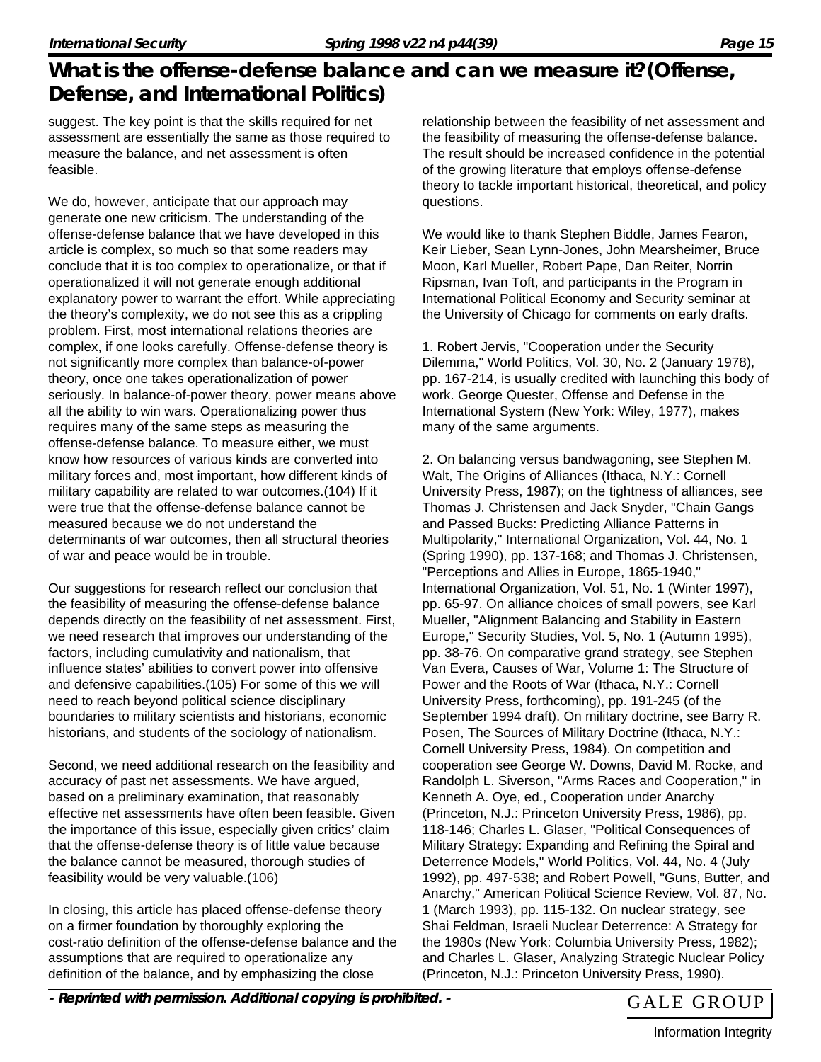suggest. The key point is that the skills required for net assessment are essentially the same as those required to measure the balance, and net assessment is often feasible.

We do, however, anticipate that our approach may generate one new criticism. The understanding of the offense-defense balance that we have developed in this article is complex, so much so that some readers may conclude that it is too complex to operationalize, or that if operationalized it will not generate enough additional explanatory power to warrant the effort. While appreciating the theory's complexity, we do not see this as a crippling problem. First, most international relations theories are complex, if one looks carefully. Offense-defense theory is not significantly more complex than balance-of-power theory, once one takes operationalization of power seriously. In balance-of-power theory, power means above all the ability to win wars. Operationalizing power thus requires many of the same steps as measuring the offense-defense balance. To measure either, we must know how resources of various kinds are converted into military forces and, most important, how different kinds of military capability are related to war outcomes.(104) If it were true that the offense-defense balance cannot be measured because we do not understand the determinants of war outcomes, then all structural theories of war and peace would be in trouble.

Our suggestions for research reflect our conclusion that the feasibility of measuring the offense-defense balance depends directly on the feasibility of net assessment. First, we need research that improves our understanding of the factors, including cumulativity and nationalism, that influence states' abilities to convert power into offensive and defensive capabilities.(105) For some of this we will need to reach beyond political science disciplinary boundaries to military scientists and historians, economic historians, and students of the sociology of nationalism.

Second, we need additional research on the feasibility and accuracy of past net assessments. We have argued, based on a preliminary examination, that reasonably effective net assessments have often been feasible. Given the importance of this issue, especially given critics' claim that the offense-defense theory is of little value because the balance cannot be measured, thorough studies of feasibility would be very valuable.(106)

In closing, this article has placed offense-defense theory on a firmer foundation by thoroughly exploring the cost-ratio definition of the offense-defense balance and the assumptions that are required to operationalize any definition of the balance, and by emphasizing the close relationship between the feasibility of net assessment and the feasibility of measuring the offense-defense balance. The result should be increased confidence in the potential of the growing literature that employs offense-defense theory to tackle important historical, theoretical, and policy questions.

We would like to thank Stephen Biddle, James Fearon, Keir Lieber, Sean Lynn-Jones, John Mearsheimer, Bruce Moon, Karl Mueller, Robert Pape, Dan Reiter, Norrin Ripsman, Ivan Toft, and participants in the Program in International Political Economy and Security seminar at the University of Chicago for comments on early drafts.

1. Robert Jervis, "Cooperation under the Security Dilemma," World Politics, Vol. 30, No. 2 (January 1978), pp. 167-214, is usually credited with launching this body of work. George Quester, Offense and Defense in the International System (New York: Wiley, 1977), makes many of the same arguments.

2. On balancing versus bandwagoning, see Stephen M. Walt, The Origins of Alliances (Ithaca, N.Y.: Cornell University Press, 1987); on the tightness of alliances, see Thomas J. Christensen and Jack Snyder, "Chain Gangs and Passed Bucks: Predicting Alliance Patterns in Multipolarity," International Organization, Vol. 44, No. 1 (Spring 1990), pp. 137-168; and Thomas J. Christensen, "Perceptions and Allies in Europe, 1865-1940," International Organization, Vol. 51, No. 1 (Winter 1997), pp. 65-97. On alliance choices of small powers, see Karl Mueller, "Alignment Balancing and Stability in Eastern Europe," Security Studies, Vol. 5, No. 1 (Autumn 1995), pp. 38-76. On comparative grand strategy, see Stephen Van Evera, Causes of War, Volume 1: The Structure of Power and the Roots of War (Ithaca, N.Y.: Cornell University Press, forthcoming), pp. 191-245 (of the September 1994 draft). On military doctrine, see Barry R. Posen, The Sources of Military Doctrine (Ithaca, N.Y.: Cornell University Press, 1984). On competition and cooperation see George W. Downs, David M. Rocke, and Randolph L. Siverson, "Arms Races and Cooperation," in Kenneth A. Oye, ed., Cooperation under Anarchy (Princeton, N.J.: Princeton University Press, 1986), pp. 118-146; Charles L. Glaser, "Political Consequences of Military Strategy: Expanding and Refining the Spiral and Deterrence Models," World Politics, Vol. 44, No. 4 (July 1992), pp. 497-538; and Robert Powell, "Guns, Butter, and Anarchy," American Political Science Review, Vol. 87, No. 1 (March 1993), pp. 115-132. On nuclear strategy, see Shai Feldman, Israeli Nuclear Deterrence: A Strategy for the 1980s (New York: Columbia University Press, 1982); and Charles L. Glaser, Analyzing Strategic Nuclear Policy (Princeton, N.J.: Princeton University Press, 1990).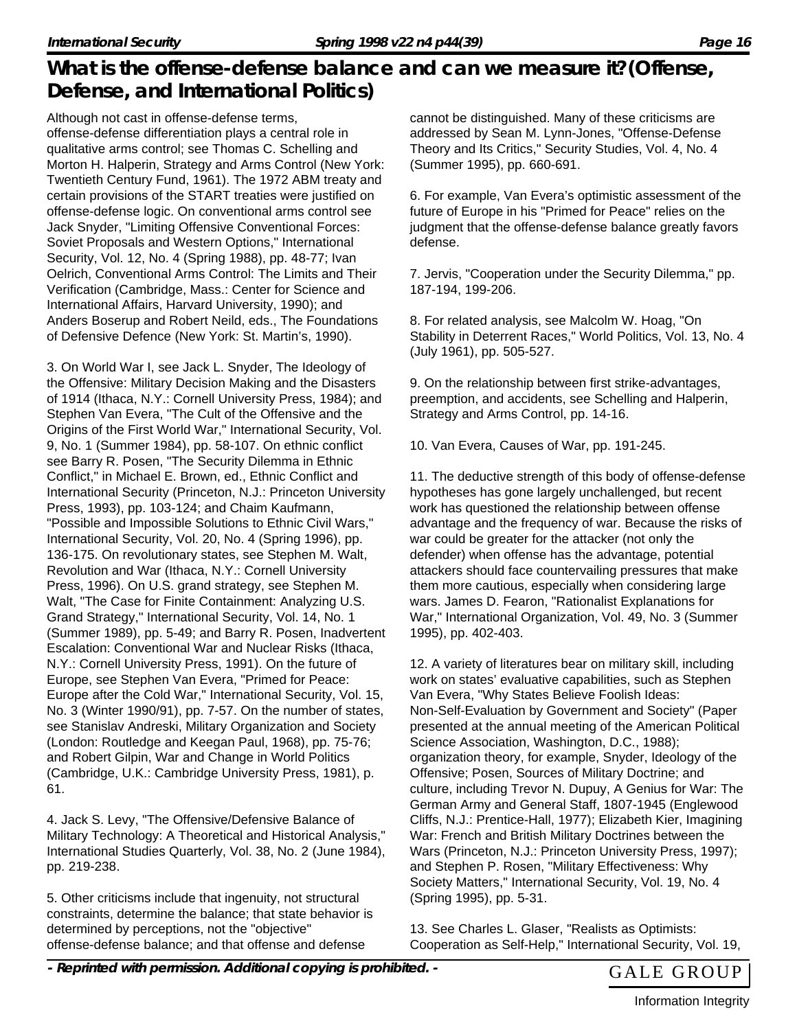Although not cast in offense-defense terms, offense-defense differentiation plays a central role in qualitative arms control; see Thomas C. Schelling and Morton H. Halperin, Strategy and Arms Control (New York: Twentieth Century Fund, 1961). The 1972 ABM treaty and certain provisions of the START treaties were justified on offense-defense logic. On conventional arms control see Jack Snyder, "Limiting Offensive Conventional Forces: Soviet Proposals and Western Options," International Security, Vol. 12, No. 4 (Spring 1988), pp. 48-77; Ivan Oelrich, Conventional Arms Control: The Limits and Their Verification (Cambridge, Mass.: Center for Science and International Affairs, Harvard University, 1990); and Anders Boserup and Robert Neild, eds., The Foundations of Defensive Defence (New York: St. Martin's, 1990).

3. On World War I, see Jack L. Snyder, The Ideology of the Offensive: Military Decision Making and the Disasters of 1914 (Ithaca, N.Y.: Cornell University Press, 1984); and Stephen Van Evera, "The Cult of the Offensive and the Origins of the First World War," International Security, Vol. 9, No. 1 (Summer 1984), pp. 58-107. On ethnic conflict see Barry R. Posen, "The Security Dilemma in Ethnic Conflict," in Michael E. Brown, ed., Ethnic Conflict and International Security (Princeton, N.J.: Princeton University Press, 1993), pp. 103-124; and Chaim Kaufmann, "Possible and Impossible Solutions to Ethnic Civil Wars," International Security, Vol. 20, No. 4 (Spring 1996), pp. 136-175. On revolutionary states, see Stephen M. Walt, Revolution and War (Ithaca, N.Y.: Cornell University Press, 1996). On U.S. grand strategy, see Stephen M. Walt, "The Case for Finite Containment: Analyzing U.S. Grand Strategy," International Security, Vol. 14, No. 1 (Summer 1989), pp. 5-49; and Barry R. Posen, Inadvertent Escalation: Conventional War and Nuclear Risks (Ithaca, N.Y.: Cornell University Press, 1991). On the future of Europe, see Stephen Van Evera, "Primed for Peace: Europe after the Cold War," International Security, Vol. 15, No. 3 (Winter 1990/91), pp. 7-57. On the number of states, see Stanislav Andreski, Military Organization and Society (London: Routledge and Keegan Paul, 1968), pp. 75-76; and Robert Gilpin, War and Change in World Politics (Cambridge, U.K.: Cambridge University Press, 1981), p. 61.

4. Jack S. Levy, "The Offensive/Defensive Balance of Military Technology: A Theoretical and Historical Analysis," International Studies Quarterly, Vol. 38, No. 2 (June 1984), pp. 219-238.

5. Other criticisms include that ingenuity, not structural constraints, determine the balance; that state behavior is determined by perceptions, not the "objective" offense-defense balance; and that offense and defense cannot be distinguished. Many of these criticisms are addressed by Sean M. Lynn-Jones, "Offense-Defense Theory and Its Critics," Security Studies, Vol. 4, No. 4 (Summer 1995), pp. 660-691.

6. For example, Van Evera's optimistic assessment of the future of Europe in his "Primed for Peace" relies on the judgment that the offense-defense balance greatly favors defense.

7. Jervis, "Cooperation under the Security Dilemma," pp. 187-194, 199-206.

8. For related analysis, see Malcolm W. Hoag, "On Stability in Deterrent Races," World Politics, Vol. 13, No. 4 (July 1961), pp. 505-527.

9. On the relationship between first strike-advantages, preemption, and accidents, see Schelling and Halperin, Strategy and Arms Control, pp. 14-16.

10. Van Evera, Causes of War, pp. 191-245.

11. The deductive strength of this body of offense-defense hypotheses has gone largely unchallenged, but recent work has questioned the relationship between offense advantage and the frequency of war. Because the risks of war could be greater for the attacker (not only the defender) when offense has the advantage, potential attackers should face countervailing pressures that make them more cautious, especially when considering large wars. James D. Fearon, "Rationalist Explanations for War," International Organization, Vol. 49, No. 3 (Summer 1995), pp. 402-403.

12. A variety of literatures bear on military skill, including work on states' evaluative capabilities, such as Stephen Van Evera, "Why States Believe Foolish Ideas: Non-Self-Evaluation by Government and Society" (Paper presented at the annual meeting of the American Political Science Association, Washington, D.C., 1988); organization theory, for example, Snyder, Ideology of the Offensive; Posen, Sources of Military Doctrine; and culture, including Trevor N. Dupuy, A Genius for War: The German Army and General Staff, 1807-1945 (Englewood Cliffs, N.J.: Prentice-Hall, 1977); Elizabeth Kier, Imagining War: French and British Military Doctrines between the Wars (Princeton, N.J.: Princeton University Press, 1997); and Stephen P. Rosen, "Military Effectiveness: Why Society Matters," International Security, Vol. 19, No. 4 (Spring 1995), pp. 5-31.

13. See Charles L. Glaser, "Realists as Optimists: Cooperation as Self-Help," International Security, Vol. 19,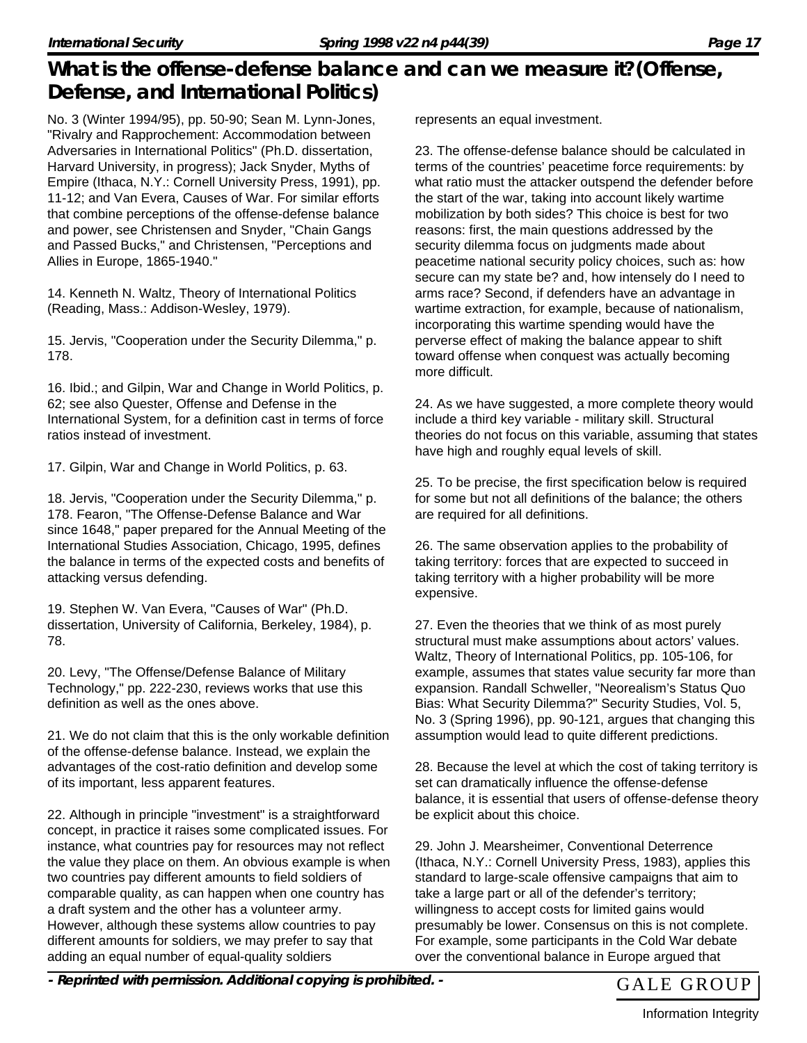No. 3 (Winter 1994/95), pp. 50-90; Sean M. Lynn-Jones, "Rivalry and Rapprochement: Accommodation between Adversaries in International Politics" (Ph.D. dissertation, Harvard University, in progress); Jack Snyder, Myths of Empire (Ithaca, N.Y.: Cornell University Press, 1991), pp. 11-12; and Van Evera, Causes of War. For similar efforts that combine perceptions of the offense-defense balance and power, see Christensen and Snyder, "Chain Gangs and Passed Bucks," and Christensen, "Perceptions and Allies in Europe, 1865-1940."

14. Kenneth N. Waltz, Theory of International Politics (Reading, Mass.: Addison-Wesley, 1979).

15. Jervis, "Cooperation under the Security Dilemma," p. 178.

16. Ibid.; and Gilpin, War and Change in World Politics, p. 62; see also Quester, Offense and Defense in the International System, for a definition cast in terms of force ratios instead of investment.

17. Gilpin, War and Change in World Politics, p. 63.

18. Jervis, "Cooperation under the Security Dilemma," p. 178. Fearon, "The Offense-Defense Balance and War since 1648," paper prepared for the Annual Meeting of the International Studies Association, Chicago, 1995, defines the balance in terms of the expected costs and benefits of attacking versus defending.

19. Stephen W. Van Evera, "Causes of War" (Ph.D. dissertation, University of California, Berkeley, 1984), p. 78.

20. Levy, "The Offense/Defense Balance of Military Technology," pp. 222-230, reviews works that use this definition as well as the ones above.

21. We do not claim that this is the only workable definition of the offense-defense balance. Instead, we explain the advantages of the cost-ratio definition and develop some of its important, less apparent features.

22. Although in principle "investment" is a straightforward concept, in practice it raises some complicated issues. For instance, what countries pay for resources may not reflect the value they place on them. An obvious example is when two countries pay different amounts to field soldiers of comparable quality, as can happen when one country has a draft system and the other has a volunteer army. However, although these systems allow countries to pay different amounts for soldiers, we may prefer to say that adding an equal number of equal-quality soldiers represents an equal investment.

23. The offense-defense balance should be calculated in terms of the countries' peacetime force requirements: by what ratio must the attacker outspend the defender before the start of the war, taking into account likely wartime mobilization by both sides? This choice is best for two reasons: first, the main questions addressed by the security dilemma focus on judgments made about peacetime national security policy choices, such as: how secure can my state be? and, how intensely do I need to arms race? Second, if defenders have an advantage in wartime extraction, for example, because of nationalism, incorporating this wartime spending would have the perverse effect of making the balance appear to shift toward offense when conquest was actually becoming more difficult.

24. As we have suggested, a more complete theory would include a third key variable - military skill. Structural theories do not focus on this variable, assuming that states have high and roughly equal levels of skill.

25. To be precise, the first specification below is required for some but not all definitions of the balance; the others are required for all definitions.

26. The same observation applies to the probability of taking territory: forces that are expected to succeed in taking territory with a higher probability will be more expensive.

27. Even the theories that we think of as most purely structural must make assumptions about actors' values. Waltz, Theory of International Politics, pp. 105-106, for example, assumes that states value security far more than expansion. Randall Schweller, "Neorealism's Status Quo Bias: What Security Dilemma?" Security Studies, Vol. 5, No. 3 (Spring 1996), pp. 90-121, argues that changing this assumption would lead to quite different predictions.

28. Because the level at which the cost of taking territory is set can dramatically influence the offense-defense balance, it is essential that users of offense-defense theory be explicit about this choice.

29. John J. Mearsheimer, Conventional Deterrence (Ithaca, N.Y.: Cornell University Press, 1983), applies this standard to large-scale offensive campaigns that aim to take a large part or all of the defender's territory; willingness to accept costs for limited gains would presumably be lower. Consensus on this is not complete. For example, some participants in the Cold War debate over the conventional balance in Europe argued that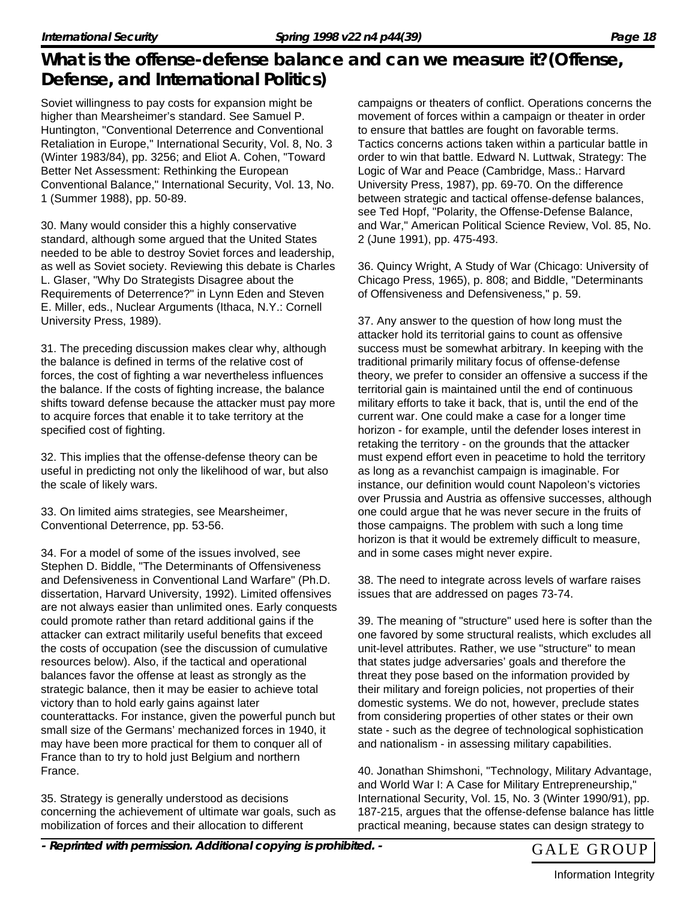Soviet willingness to pay costs for expansion might be higher than Mearsheimer's standard. See Samuel P. Huntington, "Conventional Deterrence and Conventional Retaliation in Europe," International Security, Vol. 8, No. 3 (Winter 1983/84), pp. 3256; and Eliot A. Cohen, "Toward Better Net Assessment: Rethinking the European Conventional Balance," International Security, Vol. 13, No. 1 (Summer 1988), pp. 50-89.

30. Many would consider this a highly conservative standard, although some argued that the United States needed to be able to destroy Soviet forces and leadership, as well as Soviet society. Reviewing this debate is Charles L. Glaser, "Why Do Strategists Disagree about the Requirements of Deterrence?" in Lynn Eden and Steven E. Miller, eds., Nuclear Arguments (Ithaca, N.Y.: Cornell University Press, 1989).

31. The preceding discussion makes clear why, although the balance is defined in terms of the relative cost of forces, the cost of fighting a war nevertheless influences the balance. If the costs of fighting increase, the balance shifts toward defense because the attacker must pay more to acquire forces that enable it to take territory at the specified cost of fighting.

32. This implies that the offense-defense theory can be useful in predicting not only the likelihood of war, but also the scale of likely wars.

33. On limited aims strategies, see Mearsheimer, Conventional Deterrence, pp. 53-56.

34. For a model of some of the issues involved, see Stephen D. Biddle, "The Determinants of Offensiveness and Defensiveness in Conventional Land Warfare" (Ph.D. dissertation, Harvard University, 1992). Limited offensives are not always easier than unlimited ones. Early conquests could promote rather than retard additional gains if the attacker can extract militarily useful benefits that exceed the costs of occupation (see the discussion of cumulative resources below). Also, if the tactical and operational balances favor the offense at least as strongly as the strategic balance, then it may be easier to achieve total victory than to hold early gains against later counterattacks. For instance, given the powerful punch but small size of the Germans' mechanized forces in 1940, it may have been more practical for them to conquer all of France than to try to hold just Belgium and northern France.

35. Strategy is generally understood as decisions concerning the achievement of ultimate war goals, such as mobilization of forces and their allocation to different campaigns or theaters of conflict. Operations concerns the movement of forces within a campaign or theater in order to ensure that battles are fought on favorable terms. Tactics concerns actions taken within a particular battle in order to win that battle. Edward N. Luttwak, Strategy: The Logic of War and Peace (Cambridge, Mass.: Harvard University Press, 1987), pp. 69-70. On the difference between strategic and tactical offense-defense balances, see Ted Hopf, "Polarity, the Offense-Defense Balance, and War," American Political Science Review, Vol. 85, No. 2 (June 1991), pp. 475-493.

36. Quincy Wright, A Study of War (Chicago: University of Chicago Press, 1965), p. 808; and Biddle, "Determinants of Offensiveness and Defensiveness," p. 59.

37. Any answer to the question of how long must the attacker hold its territorial gains to count as offensive success must be somewhat arbitrary. In keeping with the traditional primarily military focus of offense-defense theory, we prefer to consider an offensive a success if the territorial gain is maintained until the end of continuous military efforts to take it back, that is, until the end of the current war. One could make a case for a longer time horizon - for example, until the defender loses interest in retaking the territory - on the grounds that the attacker must expend effort even in peacetime to hold the territory as long as a revanchist campaign is imaginable. For instance, our definition would count Napoleon's victories over Prussia and Austria as offensive successes, although one could argue that he was never secure in the fruits of those campaigns. The problem with such a long time horizon is that it would be extremely difficult to measure, and in some cases might never expire.

38. The need to integrate across levels of warfare raises issues that are addressed on pages 73-74.

39. The meaning of "structure" used here is softer than the one favored by some structural realists, which excludes all unit-level attributes. Rather, we use "structure" to mean that states judge adversaries' goals and therefore the threat they pose based on the information provided by their military and foreign policies, not properties of their domestic systems. We do not, however, preclude states from considering properties of other states or their own state - such as the degree of technological sophistication and nationalism - in assessing military capabilities.

40. Jonathan Shimshoni, "Technology, Military Advantage, and World War I: A Case for Military Entrepreneurship," International Security, Vol. 15, No. 3 (Winter 1990/91), pp. 187-215, argues that the offense-defense balance has little practical meaning, because states can design strategy to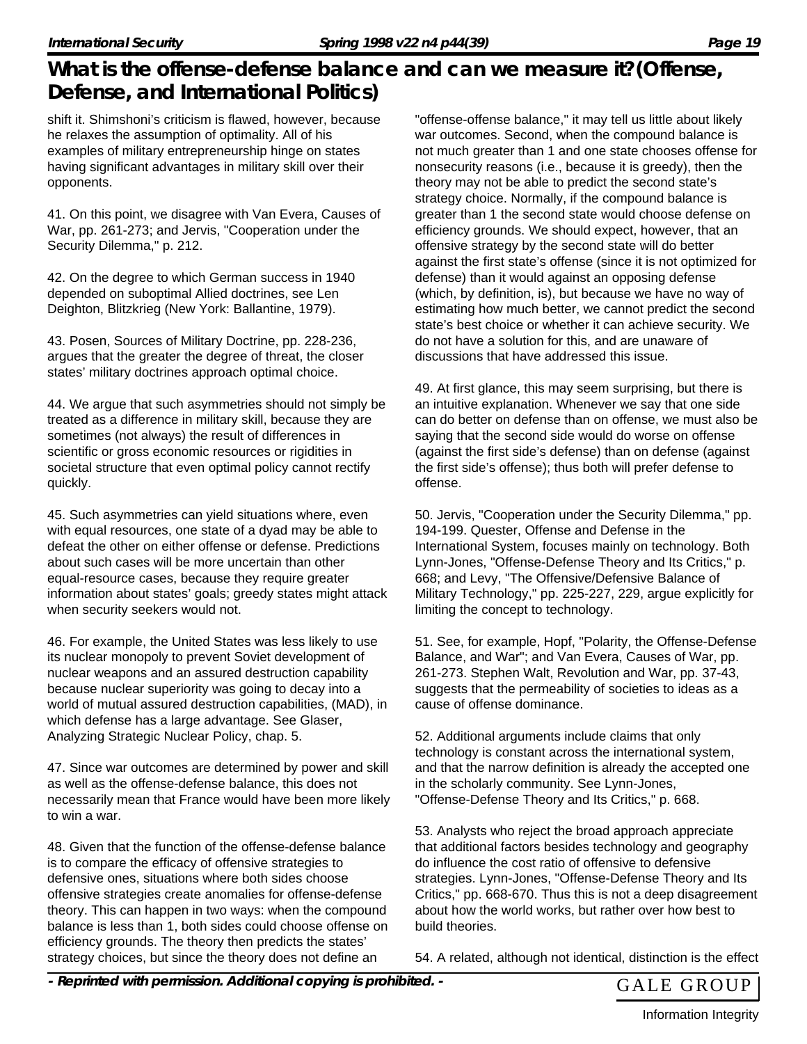shift it. Shimshoni's criticism is flawed, however, because he relaxes the assumption of optimality. All of his examples of military entrepreneurship hinge on states having significant advantages in military skill over their opponents.

41. On this point, we disagree with Van Evera, Causes of War, pp. 261-273; and Jervis, "Cooperation under the Security Dilemma," p. 212.

42. On the degree to which German success in 1940 depended on suboptimal Allied doctrines, see Len Deighton, Blitzkrieg (New York: Ballantine, 1979).

43. Posen, Sources of Military Doctrine, pp. 228-236, argues that the greater the degree of threat, the closer states' military doctrines approach optimal choice.

44. We argue that such asymmetries should not simply be treated as a difference in military skill, because they are sometimes (not always) the result of differences in scientific or gross economic resources or rigidities in societal structure that even optimal policy cannot rectify quickly.

45. Such asymmetries can yield situations where, even with equal resources, one state of a dyad may be able to defeat the other on either offense or defense. Predictions about such cases will be more uncertain than other equal-resource cases, because they require greater information about states' goals; greedy states might attack when security seekers would not.

46. For example, the United States was less likely to use its nuclear monopoly to prevent Soviet development of nuclear weapons and an assured destruction capability because nuclear superiority was going to decay into a world of mutual assured destruction capabilities, (MAD), in which defense has a large advantage. See Glaser, Analyzing Strategic Nuclear Policy, chap. 5.

47. Since war outcomes are determined by power and skill as well as the offense-defense balance, this does not necessarily mean that France would have been more likely to win a war.

48. Given that the function of the offense-defense balance is to compare the efficacy of offensive strategies to defensive ones, situations where both sides choose offensive strategies create anomalies for offense-defense theory. This can happen in two ways: when the compound balance is less than 1, both sides could choose offense on efficiency grounds. The theory then predicts the states' strategy choices, but since the theory does not define an "offense-offense balance," it may tell us little about likely war outcomes. Second, when the compound balance is not much greater than 1 and one state chooses offense for nonsecurity reasons (i.e., because it is greedy), then the theory may not be able to predict the second state's strategy choice. Normally, if the compound balance is greater than 1 the second state would choose defense on efficiency grounds. We should expect, however, that an offensive strategy by the second state will do better against the first state's offense (since it is not optimized for defense) than it would against an opposing defense (which, by definition, is), but because we have no way of estimating how much better, we cannot predict the second state's best choice or whether it can achieve security. We do not have a solution for this, and are unaware of discussions that have addressed this issue.

49. At first glance, this may seem surprising, but there is an intuitive explanation. Whenever we say that one side can do better on defense than on offense, we must also be saying that the second side would do worse on offense (against the first side's defense) than on defense (against the first side's offense); thus both will prefer defense to offense.

50. Jervis, "Cooperation under the Security Dilemma," pp. 194-199. Quester, Offense and Defense in the International System, focuses mainly on technology. Both Lynn-Jones, "Offense-Defense Theory and Its Critics," p. 668; and Levy, "The Offensive/Defensive Balance of Military Technology," pp. 225-227, 229, argue explicitly for limiting the concept to technology.

51. See, for example, Hopf, "Polarity, the Offense-Defense Balance, and War"; and Van Evera, Causes of War, pp. 261-273. Stephen Walt, Revolution and War, pp. 37-43, suggests that the permeability of societies to ideas as a cause of offense dominance.

52. Additional arguments include claims that only technology is constant across the international system, and that the narrow definition is already the accepted one in the scholarly community. See Lynn-Jones, "Offense-Defense Theory and Its Critics," p. 668.

53. Analysts who reject the broad approach appreciate that additional factors besides technology and geography do influence the cost ratio of offensive to defensive strategies. Lynn-Jones, "Offense-Defense Theory and Its Critics," pp. 668-670. Thus this is not a deep disagreement about how the world works, but rather over how best to build theories.

54. A related, although not identical, distinction is the effect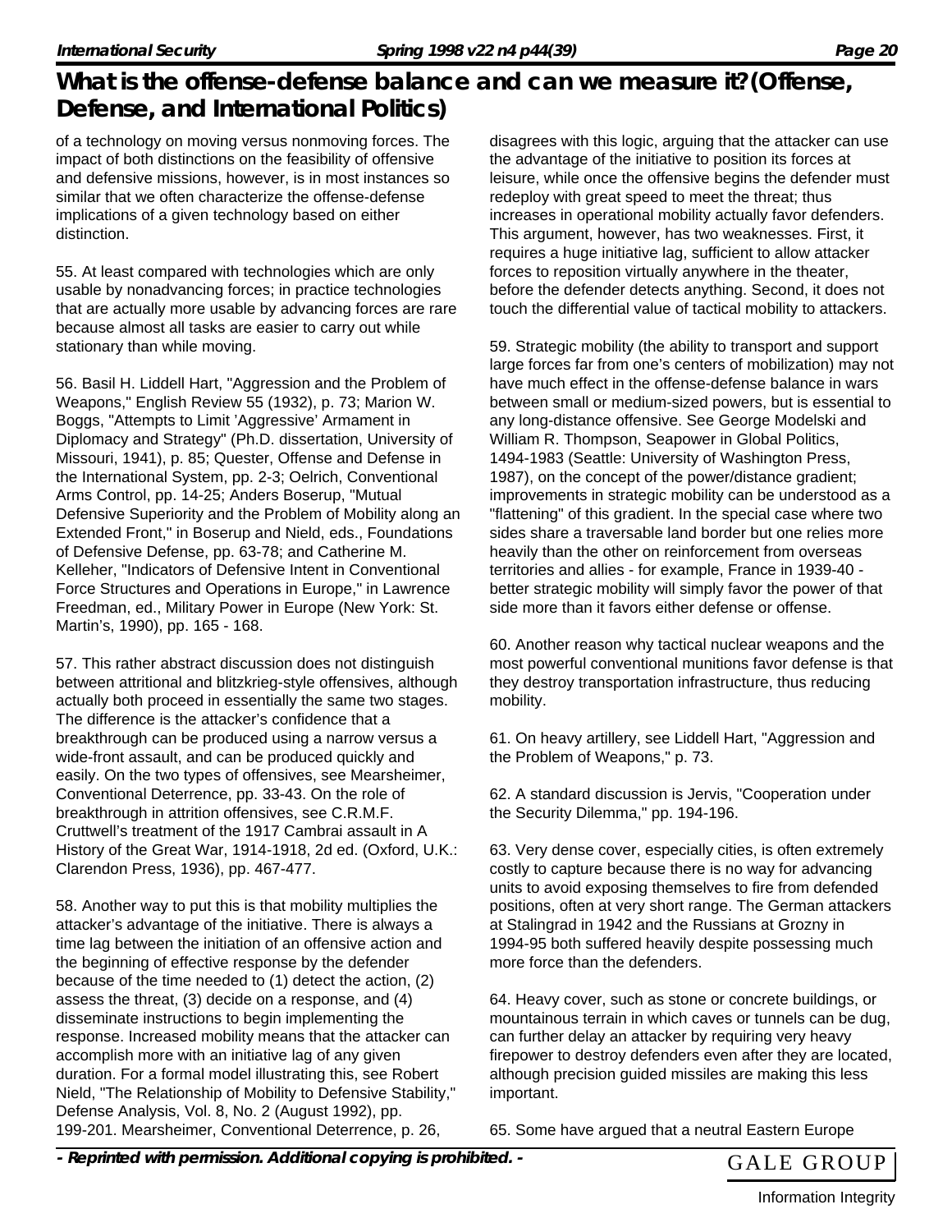of a technology on moving versus nonmoving forces. The impact of both distinctions on the feasibility of offensive and defensive missions, however, is in most instances so similar that we often characterize the offense-defense implications of a given technology based on either distinction.

55. At least compared with technologies which are only usable by nonadvancing forces; in practice technologies that are actually more usable by advancing forces are rare because almost all tasks are easier to carry out while stationary than while moving.

56. Basil H. Liddell Hart, "Aggression and the Problem of Weapons," English Review 55 (1932), p. 73; Marion W. Boggs, "Attempts to Limit 'Aggressive' Armament in Diplomacy and Strategy" (Ph.D. dissertation, University of Missouri, 1941), p. 85; Quester, Offense and Defense in the International System, pp. 2-3; Oelrich, Conventional Arms Control, pp. 14-25; Anders Boserup, "Mutual Defensive Superiority and the Problem of Mobility along an Extended Front," in Boserup and Nield, eds., Foundations of Defensive Defense, pp. 63-78; and Catherine M. Kelleher, "Indicators of Defensive Intent in Conventional Force Structures and Operations in Europe," in Lawrence Freedman, ed., Military Power in Europe (New York: St. Martin's, 1990), pp. 165 - 168.

57. This rather abstract discussion does not distinguish between attritional and blitzkrieg-style offensives, although actually both proceed in essentially the same two stages. The difference is the attacker's confidence that a breakthrough can be produced using a narrow versus a wide-front assault, and can be produced quickly and easily. On the two types of offensives, see Mearsheimer, Conventional Deterrence, pp. 33-43. On the role of breakthrough in attrition offensives, see C.R.M.F. Cruttwell's treatment of the 1917 Cambrai assault in A History of the Great War, 1914-1918, 2d ed. (Oxford, U.K.: Clarendon Press, 1936), pp. 467-477.

58. Another way to put this is that mobility multiplies the attacker's advantage of the initiative. There is always a time lag between the initiation of an offensive action and the beginning of effective response by the defender because of the time needed to (1) detect the action, (2) assess the threat, (3) decide on a response, and (4) disseminate instructions to begin implementing the response. Increased mobility means that the attacker can accomplish more with an initiative lag of any given duration. For a formal model illustrating this, see Robert Nield, "The Relationship of Mobility to Defensive Stability," Defense Analysis, Vol. 8, No. 2 (August 1992), pp. 199-201. Mearsheimer, Conventional Deterrence, p. 26, disagrees with this logic, arguing that the attacker can use the advantage of the initiative to position its forces at leisure, while once the offensive begins the defender must redeploy with great speed to meet the threat; thus increases in operational mobility actually favor defenders. This argument, however, has two weaknesses. First, it requires a huge initiative lag, sufficient to allow attacker forces to reposition virtually anywhere in the theater, before the defender detects anything. Second, it does not touch the differential value of tactical mobility to attackers.

59. Strategic mobility (the ability to transport and support large forces far from one's centers of mobilization) may not have much effect in the offense-defense balance in wars between small or medium-sized powers, but is essential to any long-distance offensive. See George Modelski and William R. Thompson, Seapower in Global Politics, 1494-1983 (Seattle: University of Washington Press, 1987), on the concept of the power/distance gradient; improvements in strategic mobility can be understood as a "flattening" of this gradient. In the special case where two sides share a traversable land border but one relies more heavily than the other on reinforcement from overseas territories and allies - for example, France in 1939-40 - better strategic mobility will simply favor the power of that side more than it favors either defense or offense.

60. Another reason why tactical nuclear weapons and the most powerful conventional munitions favor defense is that they destroy transportation infrastructure, thus reducing mobility.

61. On heavy artillery, see Liddell Hart, "Aggression and the Problem of Weapons," p. 73.

62. A standard discussion is Jervis, "Cooperation under the Security Dilemma," pp. 194-196.

63. Very dense cover, especially cities, is often extremely costly to capture because there is no way for advancing units to avoid exposing themselves to fire from defended positions, often at very short range. The German attackers at Stalingrad in 1942 and the Russians at Grozny in 1994-95 both suffered heavily despite possessing much more force than the defenders.

64. Heavy cover, such as stone or concrete buildings, or mountainous terrain in which caves or tunnels can be dug, can further delay an attacker by requiring very heavy firepower to destroy defenders even after they are located, although precision guided missiles are making this less important.

65. Some have argued that a neutral Eastern Europe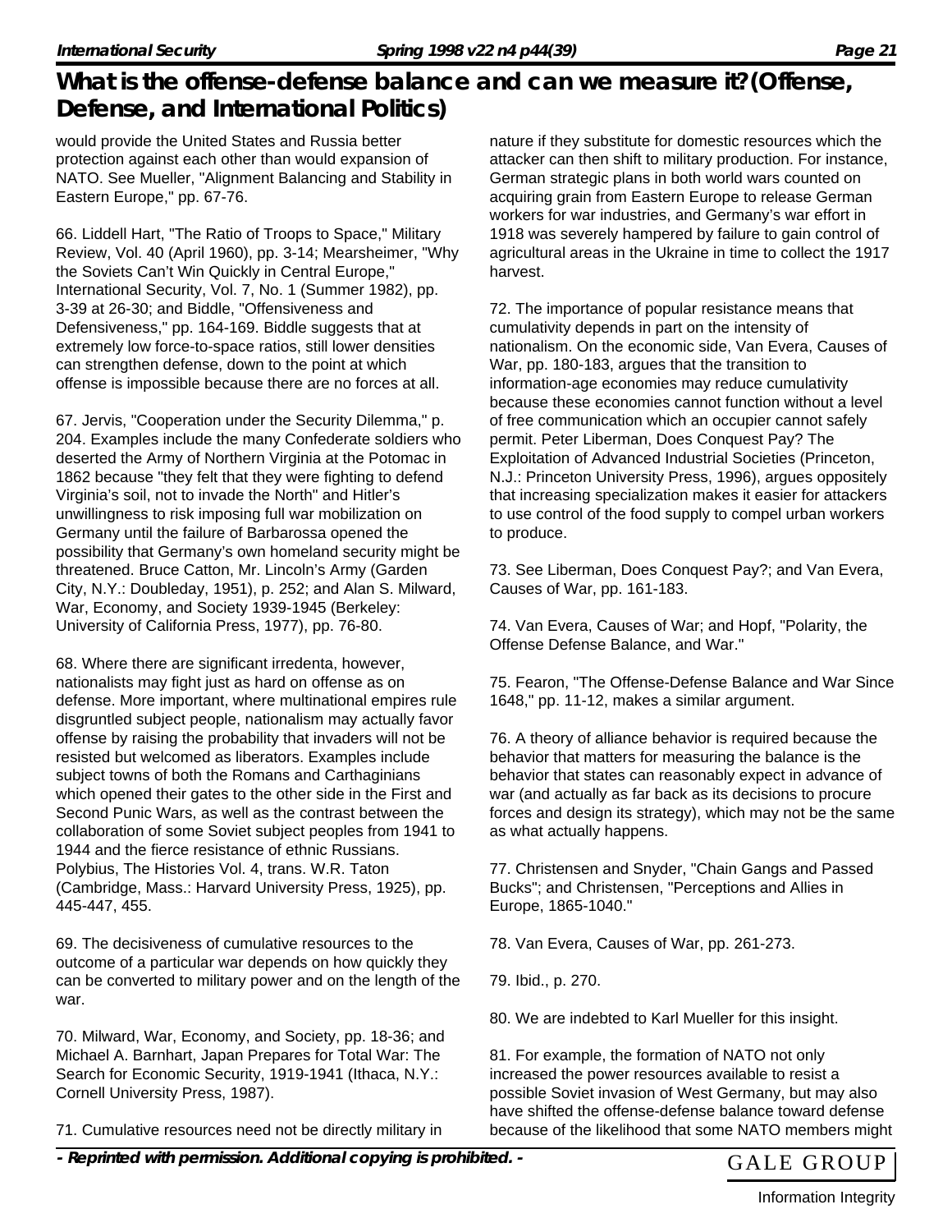would provide the United States and Russia better protection against each other than would expansion of NATO. See Mueller, "Alignment Balancing and Stability in Eastern Europe," pp. 67-76.

66. Liddell Hart, "The Ratio of Troops to Space," Military Review, Vol. 40 (April 1960), pp. 3-14; Mearsheimer, "Why the Soviets Can't Win Quickly in Central Europe," International Security, Vol. 7, No. 1 (Summer 1982), pp. 3-39 at 26-30; and Biddle, "Offensiveness and Defensiveness," pp. 164-169. Biddle suggests that at extremely low force-to-space ratios, still lower densities can strengthen defense, down to the point at which offense is impossible because there are no forces at all.

67. Jervis, "Cooperation under the Security Dilemma," p. 204. Examples include the many Confederate soldiers who deserted the Army of Northern Virginia at the Potomac in 1862 because "they felt that they were fighting to defend Virginia's soil, not to invade the North" and Hitler's unwillingness to risk imposing full war mobilization on Germany until the failure of Barbarossa opened the possibility that Germany's own homeland security might be threatened. Bruce Catton, Mr. Lincoln's Army (Garden City, N.Y.: Doubleday, 1951), p. 252; and Alan S. Milward, War, Economy, and Society 1939-1945 (Berkeley: University of California Press, 1977), pp. 76-80.

68. Where there are significant irredenta, however, nationalists may fight just as hard on offense as on defense. More important, where multinational empires rule disgruntled subject people, nationalism may actually favor offense by raising the probability that invaders will not be resisted but welcomed as liberators. Examples include subject towns of both the Romans and Carthaginians which opened their gates to the other side in the First and Second Punic Wars, as well as the contrast between the collaboration of some Soviet subject peoples from 1941 to 1944 and the fierce resistance of ethnic Russians. Polybius, The Histories Vol. 4, trans. W.R. Taton (Cambridge, Mass.: Harvard University Press, 1925), pp. 445-447, 455.

69. The decisiveness of cumulative resources to the outcome of a particular war depends on how quickly they can be converted to military power and on the length of the war.

70. Milward, War, Economy, and Society, pp. 18-36; and Michael A. Barnhart, Japan Prepares for Total War: The Search for Economic Security, 1919-1941 (Ithaca, N.Y.: Cornell University Press, 1987).

71. Cumulative resources need not be directly military in nature if they substitute for domestic resources which the attacker can then shift to military production. For instance, German strategic plans in both world wars counted on acquiring grain from Eastern Europe to release German workers for war industries, and Germany's war effort in 1918 was severely hampered by failure to gain control of agricultural areas in the Ukraine in time to collect the 1917 harvest.

72. The importance of popular resistance means that cumulativity depends in part on the intensity of nationalism. On the economic side, Van Evera, Causes of War, pp. 180-183, argues that the transition to information-age economies may reduce cumulativity because these economies cannot function without a level of free communication which an occupier cannot safely permit. Peter Liberman, Does Conquest Pay? The Exploitation of Advanced Industrial Societies (Princeton, N.J.: Princeton University Press, 1996), argues oppositely that increasing specialization makes it easier for attackers to use control of the food supply to compel urban workers to produce.

73. See Liberman, Does Conquest Pay?; and Van Evera, Causes of War, pp. 161-183.

74. Van Evera, Causes of War; and Hopf, "Polarity, the Offense Defense Balance, and War."

75. Fearon, "The Offense-Defense Balance and War Since 1648," pp. 11-12, makes a similar argument.

76. A theory of alliance behavior is required because the behavior that matters for measuring the balance is the behavior that states can reasonably expect in advance of war (and actually as far back as its decisions to procure forces and design its strategy), which may not be the same as what actually happens.

77. Christensen and Snyder, "Chain Gangs and Passed Bucks"; and Christensen, "Perceptions and Allies in Europe, 1865-1040."

78. Van Evera, Causes of War, pp. 261-273.

79. Ibid., p. 270.

80. We are indebted to Karl Mueller for this insight.

81. For example, the formation of NATO not only increased the power resources available to resist a possible Soviet invasion of West Germany, but may also have shifted the offense-defense balance toward defense because of the likelihood that some NATO members might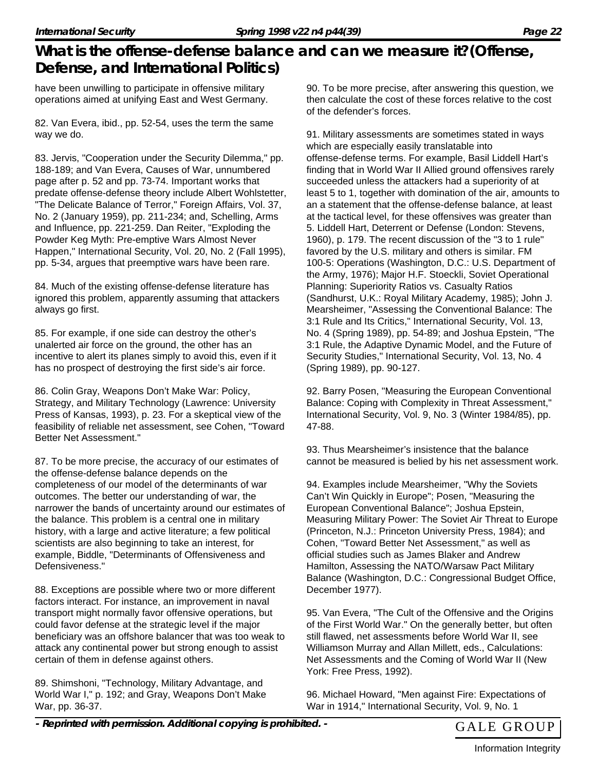have been unwilling to participate in offensive military operations aimed at unifying East and West Germany.

82. Van Evera, ibid., pp. 52-54, uses the term the same way we do.

83. Jervis, "Cooperation under the Security Dilemma," pp. 188-189; and Van Evera, Causes of War, unnumbered page after p. 52 and pp. 73-74. Important works that predate offense-defense theory include Albert Wohlstetter, "The Delicate Balance of Terror," Foreign Affairs, Vol. 37, No. 2 (January 1959), pp. 211-234; and, Schelling, Arms and Influence, pp. 221-259. Dan Reiter, "Exploding the Powder Keg Myth: Pre-emptive Wars Almost Never Happen," International Security, Vol. 20, No. 2 (Fall 1995), pp. 5-34, argues that preemptive wars have been rare.

84. Much of the existing offense-defense literature has ignored this problem, apparently assuming that attackers always go first.

85. For example, if one side can destroy the other's unalerted air force on the ground, the other has an incentive to alert its planes simply to avoid this, even if it has no prospect of destroying the first side's air force.

86. Colin Gray, Weapons Don't Make War: Policy, Strategy, and Military Technology (Lawrence: University Press of Kansas, 1993), p. 23. For a skeptical view of the feasibility of reliable net assessment, see Cohen, "Toward Better Net Assessment."

87. To be more precise, the accuracy of our estimates of the offense-defense balance depends on the completeness of our model of the determinants of war outcomes. The better our understanding of war, the narrower the bands of uncertainty around our estimates of the balance. This problem is a central one in military history, with a large and active literature; a few political scientists are also beginning to take an interest, for example, Biddle, "Determinants of Offensiveness and Defensiveness."

88. Exceptions are possible where two or more different factors interact. For instance, an improvement in naval transport might normally favor offensive operations, but could favor defense at the strategic level if the major beneficiary was an offshore balancer that was too weak to attack any continental power but strong enough to assist certain of them in defense against others.

89. Shimshoni, "Technology, Military Advantage, and World War I," p. 192; and Gray, Weapons Don't Make War, pp. 36-37.

90. To be more precise, after answering this question, we then calculate the cost of these forces relative to the cost of the defender's forces.

91. Military assessments are sometimes stated in ways which are especially easily translatable into offense-defense terms. For example, Basil Liddell Hart's finding that in World War II Allied ground offensives rarely succeeded unless the attackers had a superiority of at least 5 to 1, together with domination of the air, amounts to an a statement that the offense-defense balance, at least at the tactical level, for these offensives was greater than 5. Liddell Hart, Deterrent or Defense (London: Stevens, 1960), p. 179. The recent discussion of the "3 to 1 rule" favored by the U.S. military and others is similar. FM 100-5: Operations (Washington, D.C.: U.S. Department of the Army, 1976); Major H.F. Stoeckli, Soviet Operational Planning: Superiority Ratios vs. Casualty Ratios (Sandhurst, U.K.: Royal Military Academy, 1985); John J. Mearsheimer, "Assessing the Conventional Balance: The 3:1 Rule and Its Critics," International Security, Vol. 13, No. 4 (Spring 1989), pp. 54-89; and Joshua Epstein, "The 3:1 Rule, the Adaptive Dynamic Model, and the Future of Security Studies," International Security, Vol. 13, No. 4 (Spring 1989), pp. 90-127.

92. Barry Posen, "Measuring the European Conventional Balance: Coping with Complexity in Threat Assessment," International Security, Vol. 9, No. 3 (Winter 1984/85), pp. 47-88.

93. Thus Mearsheimer's insistence that the balance cannot be measured is belied by his net assessment work.

94. Examples include Mearsheimer, "Why the Soviets Can't Win Quickly in Europe"; Posen, "Measuring the European Conventional Balance"; Joshua Epstein, Measuring Military Power: The Soviet Air Threat to Europe (Princeton, N.J.: Princeton University Press, 1984); and Cohen, "Toward Better Net Assessment," as well as official studies such as James Blaker and Andrew Hamilton, Assessing the NATO/Warsaw Pact Military Balance (Washington, D.C.: Congressional Budget Office, December 1977).

95. Van Evera, "The Cult of the Offensive and the Origins of the First World War." On the generally better, but often still flawed, net assessments before World War II, see Williamson Murray and Allan Millett, eds., Calculations: Net Assessments and the Coming of World War II (New York: Free Press, 1992).

96. Michael Howard, "Men against Fire: Expectations of War in 1914," International Security, Vol. 9, No. 1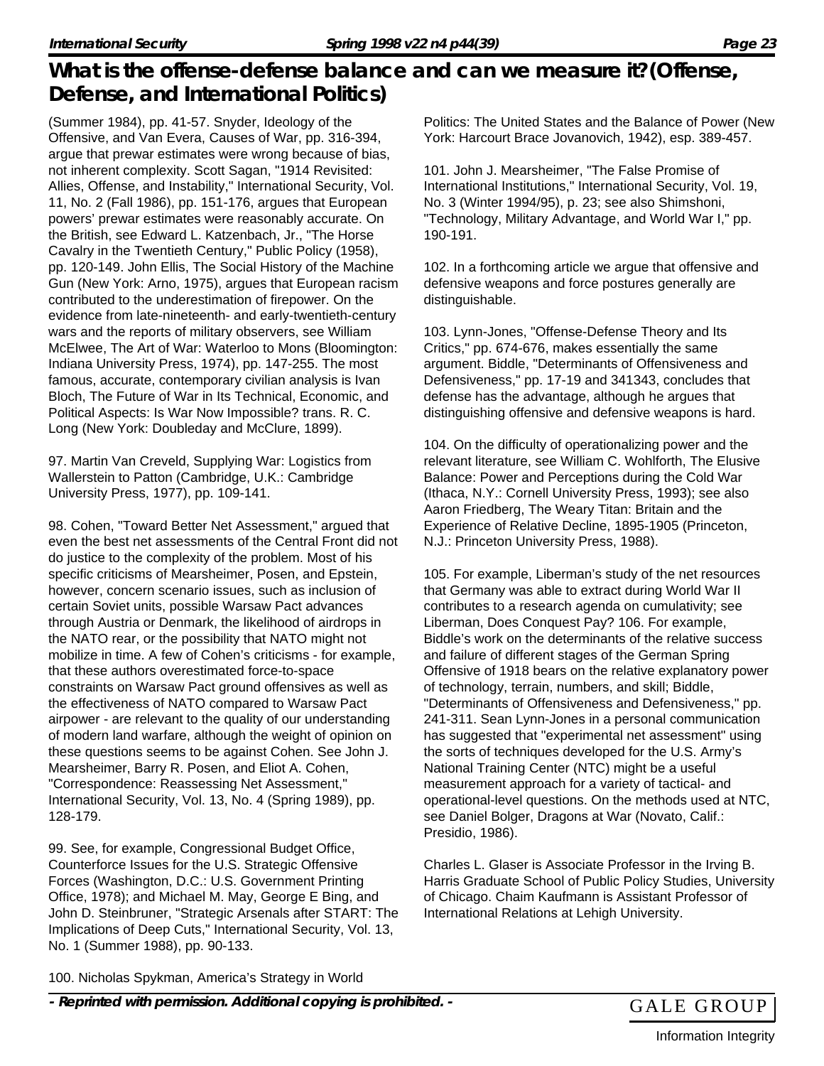## What is the offense-defense balance and can we measure it? (Offense, Defense, and International Politics)

(Summer 1984), pp. 41-57. Snyder, Ideology of the Offensive, and Van Evera, Causes of War, pp. 316-394, argue that prewar estimates were wrong because of bias, not inherent complexity. Scott Sagan, "1914 Revisited: Allies, Offense, and Instability," International Security, Vol. 11, No. 2 (Fall 1986), pp. 151-176, argues that European powers' prewar estimates were reasonably accurate. On the British, see Edward L. Katzenbach, Jr., "The Horse Cavalry in the Twentieth Century," Public Policy (1958), pp. 120-149. John Ellis, The Social History of the Machine Gun (New York: Arno, 1975), argues that European racism contributed to the underestimation of firepower. On the evidence from late-nineteenth- and early-twentieth-century wars and the reports of military observers, see William McElwee, The Art of War: Waterloo to Mons (Bloomington: Indiana University Press, 1974), pp. 147-255. The most famous, accurate, contemporary civilian analysis is Ivan Bloch, The Future of War in Its Technical, Economic, and Political Aspects: Is War Now Impossible? trans. R. C. Long (New York: Doubleday and McClure, 1899).

97. Martin Van Creveld, Supplying War: Logistics from Wallerstein to Patton (Cambridge, U.K.: Cambridge University Press, 1977), pp. 109-141.

98. Cohen, "Toward Better Net Assessment," argued that even the best net assessments of the Central Front did not do justice to the complexity of the problem. Most of his specific criticisms of Mearsheimer, Posen, and Epstein, however, concern scenario issues, such as inclusion of certain Soviet units, possible Warsaw Pact advances through Austria or Denmark, the likelihood of airdrops in the NATO rear, or the possibility that NATO might not mobilize in time. A few of Cohen's criticisms - for example, that these authors overestimated force-to-space constraints on Warsaw Pact ground offensives as well as the effectiveness of NATO compared to Warsaw Pact airpower - are relevant to the quality of our understanding of modern land warfare, although the weight of opinion on these questions seems to be against Cohen. See John J. Mearsheimer, Barry R. Posen, and Eliot A. Cohen, "Correspondence: Reassessing Net Assessment," International Security, Vol. 13, No. 4 (Spring 1989), pp. 128-179.

99. See, for example, Congressional Budget Office, Counterforce Issues for the U.S. Strategic Offensive Forces (Washington, D.C.: U.S. Government Printing Office, 1978); and Michael M. May, George E Bing, and John D. Steinbruner, "Strategic Arsenals after START: The Implications of Deep Cuts," International Security, Vol. 13, No. 1 (Summer 1988), pp. 90-133.

100. Nicholas Spykman, America's Strategy in World Politics: The United States and the Balance of Power (New York: Harcourt Brace Jovanovich, 1942), esp. 389-457.

101. John J. Mearsheimer, "The False Promise of International Institutions," International Security, Vol. 19, No. 3 (Winter 1994/95), p. 23; see also Shimshoni, "Technology, Military Advantage, and World War I," pp. 190-191.

102. In a forthcoming article we argue that offensive and defensive weapons and force postures generally are distinguishable.

103. Lynn-Jones, "Offense-Defense Theory and Its Critics," pp. 674-676, makes essentially the same argument. Biddle, "Determinants of Offensiveness and Defensiveness," pp. 17-19 and 341343, concludes that defense has the advantage, although he argues that distinguishing offensive and defensive weapons is hard.

104. On the difficulty of operationalizing power and the relevant literature, see William C. Wohlforth, The Elusive Balance: Power and Perceptions during the Cold War (Ithaca, N.Y.: Cornell University Press, 1993); see also Aaron Friedberg, The Weary Titan: Britain and the Experience of Relative Decline, 1895-1905 (Princeton, N.J.: Princeton University Press, 1988).

105. For example, Liberman's study of the net resources that Germany was able to extract during World War II contributes to a research agenda on cumulativity; see Liberman, Does Conquest Pay? 106. For example, Biddle's work on the determinants of the relative success and failure of different stages of the German Spring Offensive of 1918 bears on the relative explanatory power of technology, terrain, numbers, and skill; Biddle, "Determinants of Offensiveness and Defensiveness," pp. 241-311. Sean Lynn-Jones in a personal communication has suggested that "experimental net assessment" using the sorts of techniques developed for the U.S. Army's National Training Center (NTC) might be a useful measurement approach for a variety of tactical- and operational-level questions. On the methods used at NTC, see Daniel Bolger, Dragons at War (Novato, Calif.: Presidio, 1986).

Charles L. Glaser is Associate Professor in the Irving B. Harris Graduate School of Public Policy Studies, University of Chicago. Chaim Kaufmann is Assistant Professor of International Relations at Lehigh University.